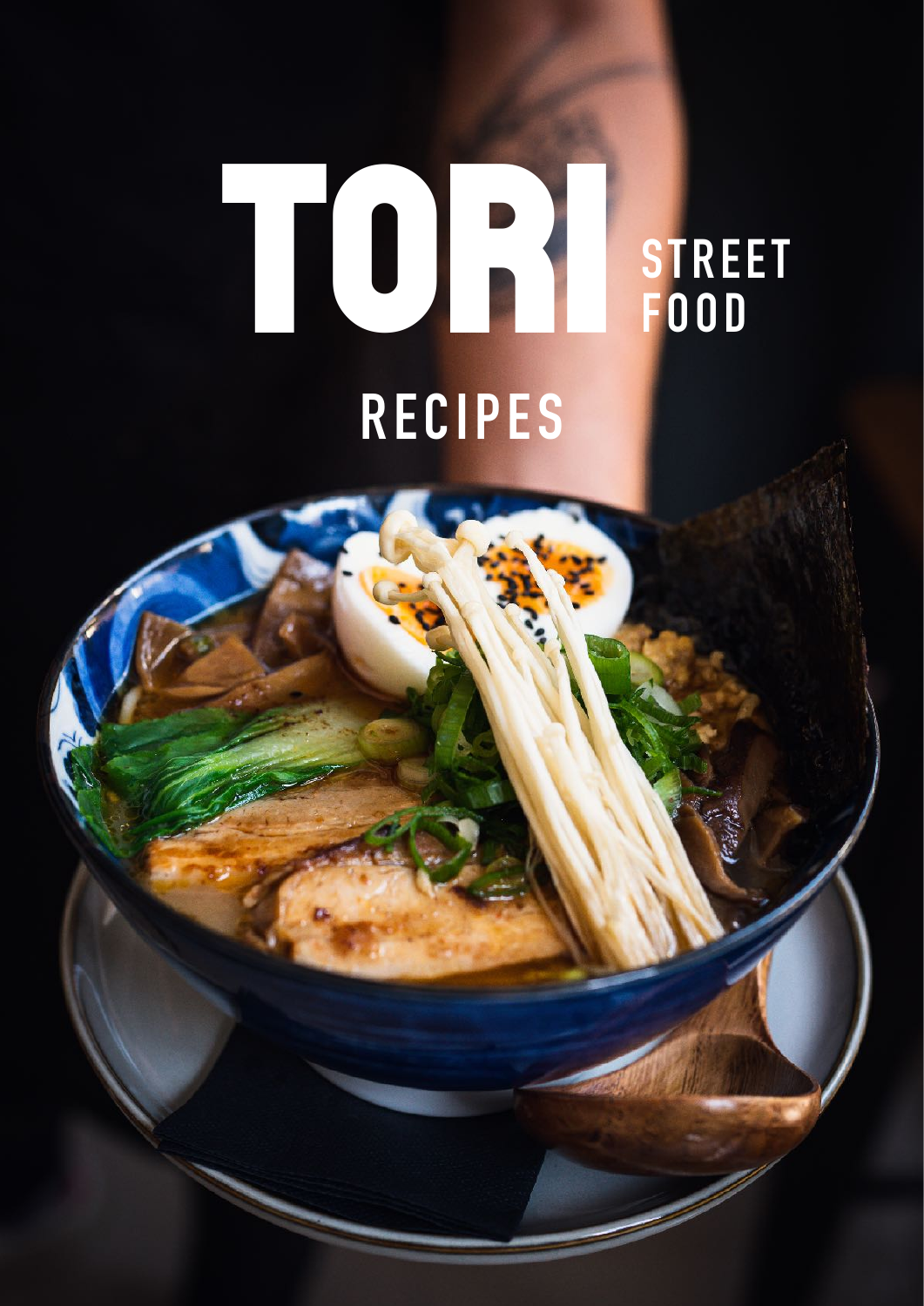# TORI STREET FOOD

## RECIPES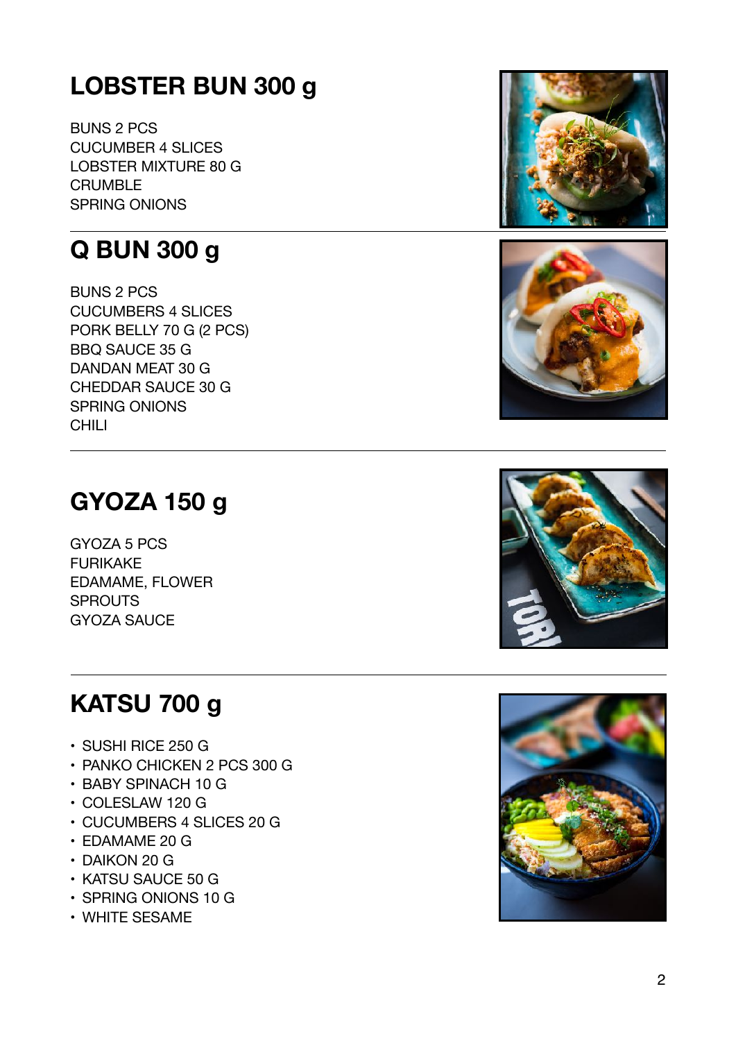## LOBSTER BUN 300 g

BUNS 2 PCS
CUCUMBER 4 SLICES
LOBSTER MIXTURE 80 G
CRUMBLE
SPRING ONIONS

---

## Q BUN 300 g

BUNS 2 PCS
CUCUMBERS 4 SLICES
PORK BELLY 70 G (2 PCS)
BBQ SAUCE 35 G
DANDAN MEAT 30 G
CHEDDAR SAUCE 30 G
SPRING ONIONS
CHILI

---

## GYOZA 150 g

GYOZA 5 PCS
FURIKAKE
EDAMAME, FLOWER
SPROUTS
GYOZA SAUCE

---

## KATSU 700 g

- SUSHI RICE 250 G
- PANKO CHICKEN 2 PCS 300 G
- BABY SPINACH 10 G
- COLESLAW 120 G
- CUCUMBERS 4 SLICES 20 G
- EDAMAME 20 G
- DAIKON 20 G
- KATSU SAUCE 50 G
- SPRING ONIONS 10 G
- WHITE SESAME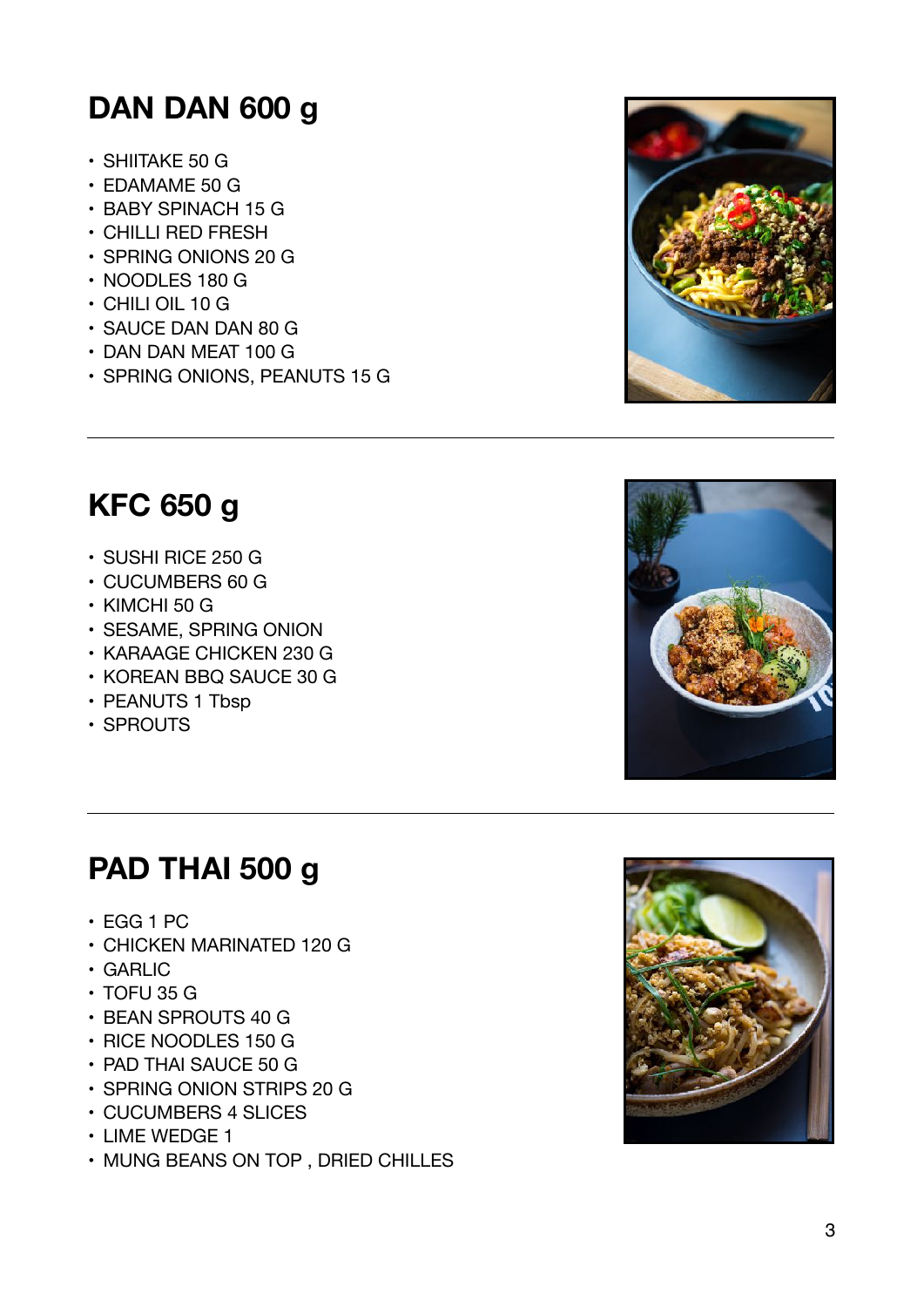## DAN DAN 600 g

- SHIITAKE 50 G
- EDAMAME 50 G
- BABY SPINACH 15 G
- CHILLI RED FRESH
- SPRING ONIONS 20 G
- NOODLES 180 G
- CHILI OIL 10 G
- SAUCE DAN DAN 80 G
- DAN DAN MEAT 100 G
- SPRING ONIONS, PEANUTS 15 G

---

## KFC 650 g

- SUSHI RICE 250 G
- CUCUMBERS 60 G
- KIMCHI 50 G
- SESAME, SPRING ONION
- KARAAGE CHICKEN 230 G
- KOREAN BBQ SAUCE 30 G
- PEANUTS 1 Tbsp
- SPROUTS

---

## PAD THAI 500 g

- EGG 1 PC
- CHICKEN MARINATED 120 G
- GARLIC
- TOFU 35 G
- BEAN SPROUTS 40 G
- RICE NOODLES 150 G
- PAD THAI SAUCE 50 G
- SPRING ONION STRIPS 20 G
- CUCUMBERS 4 SLICES
- LIME WEDGE 1
- MUNG BEANS ON TOP , DRIED CHILLES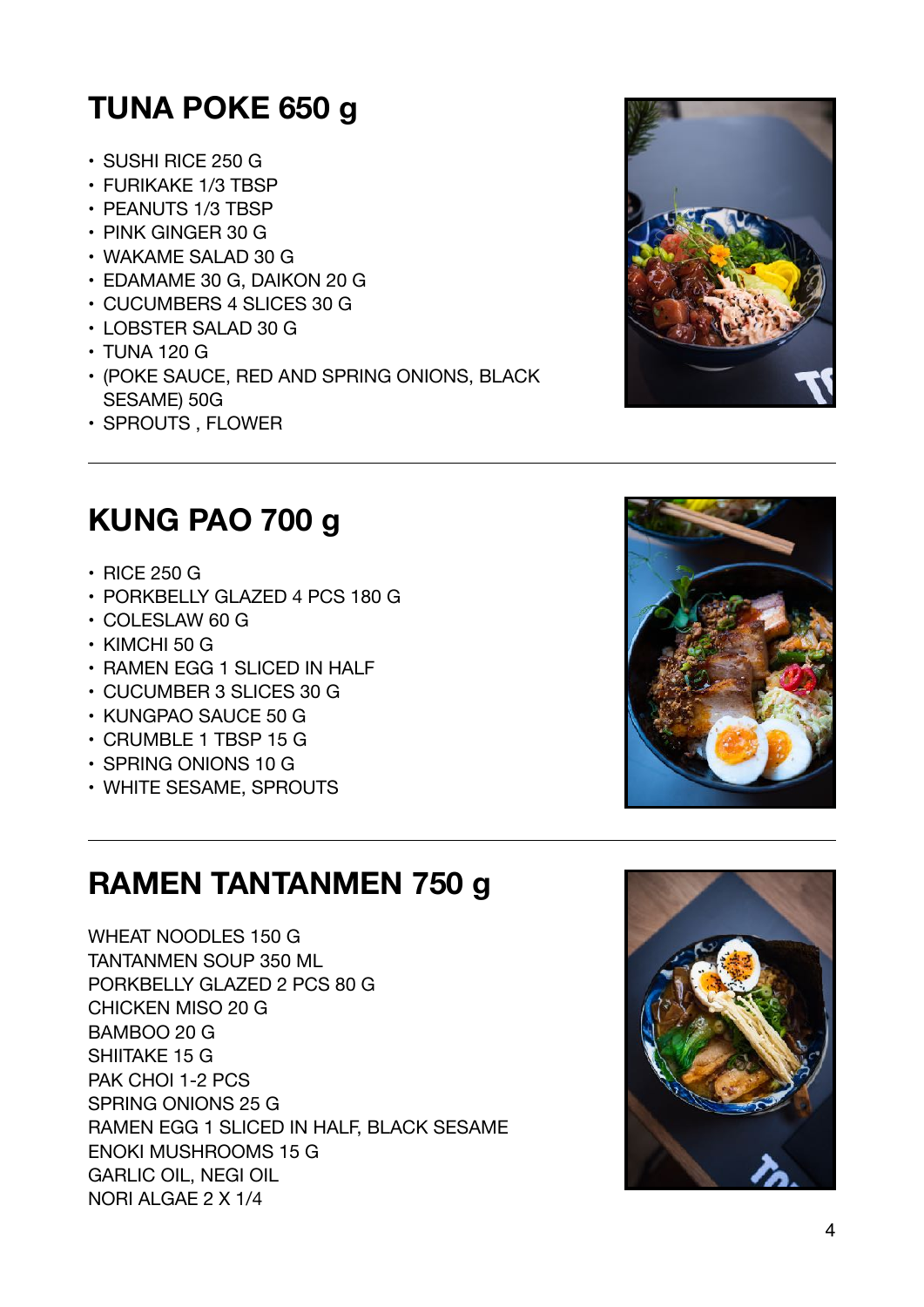## TUNA POKE 650 g

- SUSHI RICE 250 G
- FURIKAKE 1/3 TBSP
- PEANUTS 1/3 TBSP
- PINK GINGER 30 G
- WAKAME SALAD 30 G
- EDAMAME 30 G, DAIKON 20 G
- CUCUMBERS 4 SLICES 30 G
- LOBSTER SALAD 30 G
- TUNA 120 G
- (POKE SAUCE, RED AND SPRING ONIONS, BLACK SESAME) 50G
- SPROUTS , FLOWER

---

## KUNG PAO 700 g

- RICE 250 G
- PORKBELLY GLAZED 4 PCS 180 G
- COLESLAW 60 G
- KIMCHI 50 G
- RAMEN EGG 1 SLICED IN HALF
- CUCUMBER 3 SLICES 30 G
- KUNGPAO SAUCE 50 G
- CRUMBLE 1 TBSP 15 G
- SPRING ONIONS 10 G
- WHITE SESAME, SPROUTS

---

## RAMEN TANTANMEN 750 g

WHEAT NOODLES 150 G
TANTANMEN SOUP 350 ML
PORKBELLY GLAZED 2 PCS 80 G
CHICKEN MISO 20 G
BAMBOO 20 G
SHIITAKE 15 G
PAK CHOI 1-2 PCS
SPRING ONIONS 25 G
RAMEN EGG 1 SLICED IN HALF, BLACK SESAME
ENOKI MUSHROOMS 15 G
GARLIC OIL, NEGI OIL
NORI ALGAE 2 X 1/4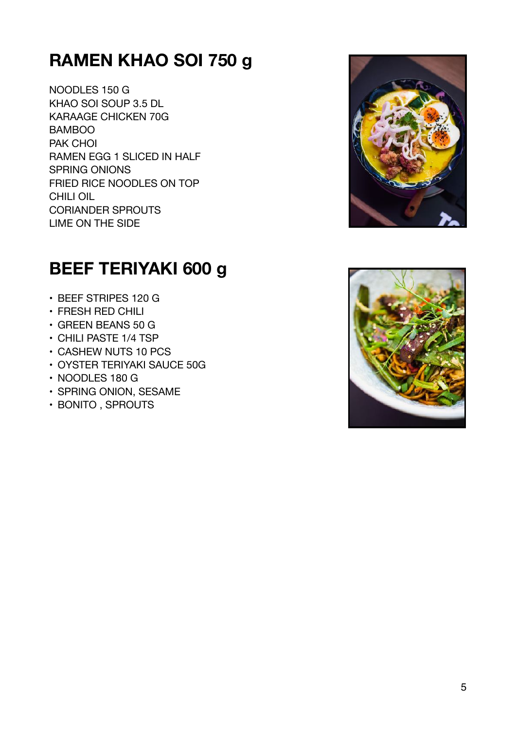## RAMEN KHAO SOI 750 g

NOODLES 150 G
KHAO SOI SOUP 3.5 DL
KARAAGE CHICKEN 70G
BAMBOO
PAK CHOI
RAMEN EGG 1 SLICED IN HALF
SPRING ONIONS
FRIED RICE NOODLES ON TOP
CHILI OIL
CORIANDER SPROUTS
LIME ON THE SIDE

## BEEF TERIYAKI 600 g

- BEEF STRIPES 120 G
- FRESH RED CHILI
- GREEN BEANS 50 G
- CHILI PASTE 1/4 TSP
- CASHEW NUTS 10 PCS
- OYSTER TERIYAKI SAUCE 50G
- NOODLES 180 G
- SPRING ONION, SESAME
- BONITO , SPROUTS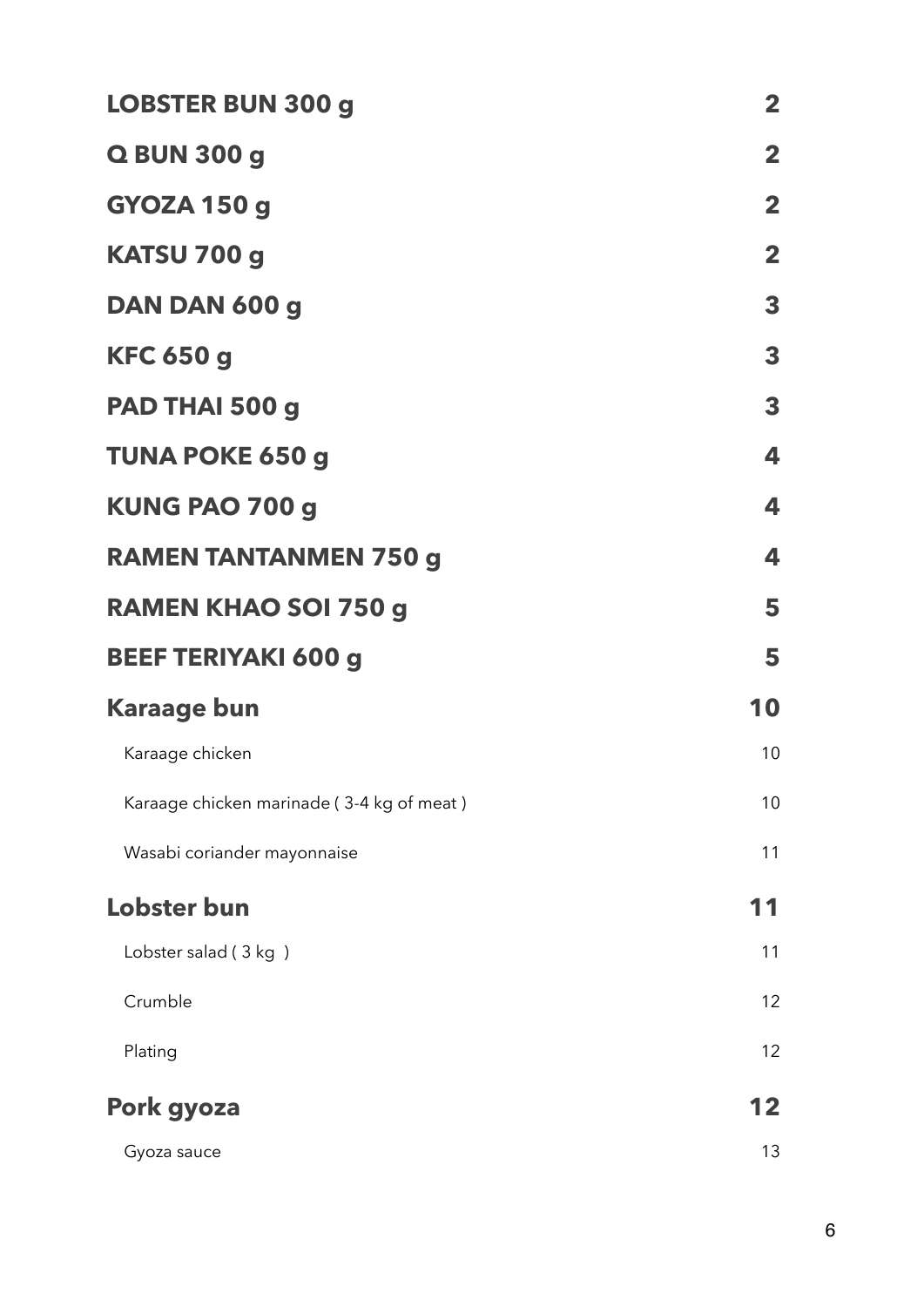| | |
|---|---|
| **LOBSTER BUN 300 g** | **2** |
| **Q BUN 300 g** | **2** |
| **GYOZA 150 g** | **2** |
| **KATSU 700 g** | **2** |
| **DAN DAN 600 g** | **3** |
| **KFC 650 g** | **3** |
| **PAD THAI 500 g** | **3** |
| **TUNA POKE 650 g** | **4** |
| **KUNG PAO 700 g** | **4** |
| **RAMEN TANTANMEN 750 g** | **4** |
| **RAMEN KHAO SOI 750 g** | **5** |
| **BEEF TERIYAKI 600 g** | **5** |
| **Karaage bun** | **10** |
| Karaage chicken | 10 |
| Karaage chicken marinade ( 3-4 kg of meat ) | 10 |
| Wasabi coriander mayonnaise | 11 |
| **Lobster bun** | **11** |
| Lobster salad ( 3 kg ) | 11 |
| Crumble | 12 |
| Plating | 12 |
| **Pork gyoza** | **12** |
| Gyoza sauce | 13 |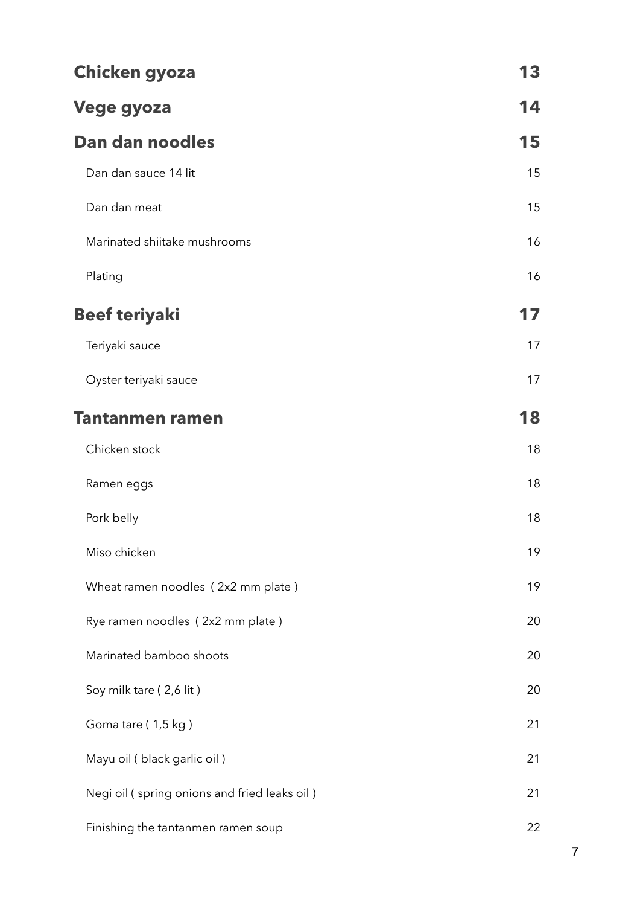| | |
|---|---|
| **Chicken gyoza** | **13** |
| **Vege gyoza** | **14** |
| **Dan dan noodles** | **15** |
| Dan dan sauce 14 lit | 15 |
| Dan dan meat | 15 |
| Marinated shiitake mushrooms | 16 |
| Plating | 16 |
| **Beef teriyaki** | **17** |
| Teriyaki sauce | 17 |
| Oyster teriyaki sauce | 17 |
| **Tantanmen ramen** | **18** |
| Chicken stock | 18 |
| Ramen eggs | 18 |
| Pork belly | 18 |
| Miso chicken | 19 |
| Wheat ramen noodles ( 2x2 mm plate ) | 19 |
| Rye ramen noodles ( 2x2 mm plate ) | 20 |
| Marinated bamboo shoots | 20 |
| Soy milk tare ( 2,6 lit ) | 20 |
| Goma tare ( 1,5 kg ) | 21 |
| Mayu oil ( black garlic oil ) | 21 |
| Negi oil ( spring onions and fried leaks oil ) | 21 |
| Finishing the tantanmen ramen soup | 22 |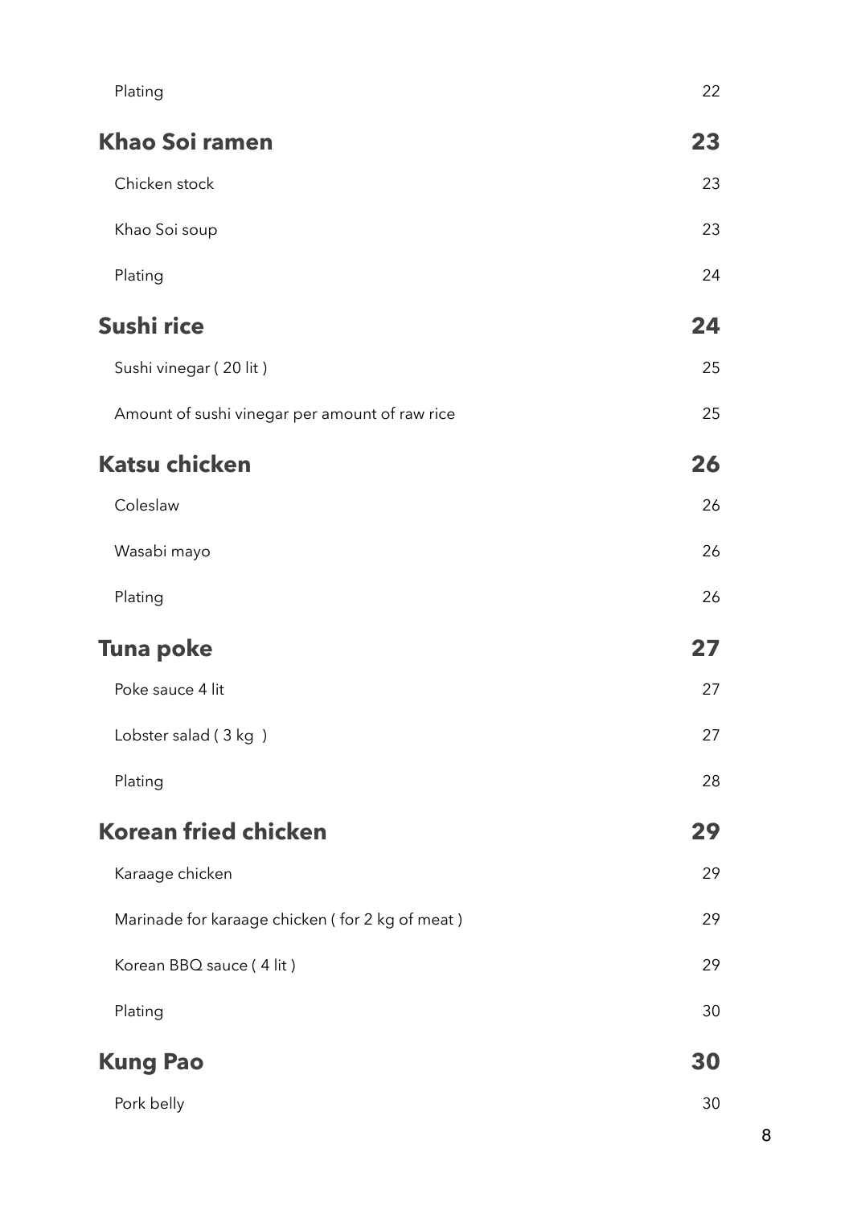| | |
|---|---|
| Plating | 22 |
| **Khao Soi ramen** | **23** |
| Chicken stock | 23 |
| Khao Soi soup | 23 |
| Plating | 24 |
| **Sushi rice** | **24** |
| Sushi vinegar ( 20 lit ) | 25 |
| Amount of sushi vinegar per amount of raw rice | 25 |
| **Katsu chicken** | **26** |
| Coleslaw | 26 |
| Wasabi mayo | 26 |
| Plating | 26 |
| **Tuna poke** | **27** |
| Poke sauce 4 lit | 27 |
| Lobster salad ( 3 kg ) | 27 |
| Plating | 28 |
| **Korean fried chicken** | **29** |
| Karaage chicken | 29 |
| Marinade for karaage chicken ( for 2 kg of meat ) | 29 |
| Korean BBQ sauce ( 4 lit ) | 29 |
| Plating | 30 |
| **Kung Pao** | **30** |
| Pork belly | 30 |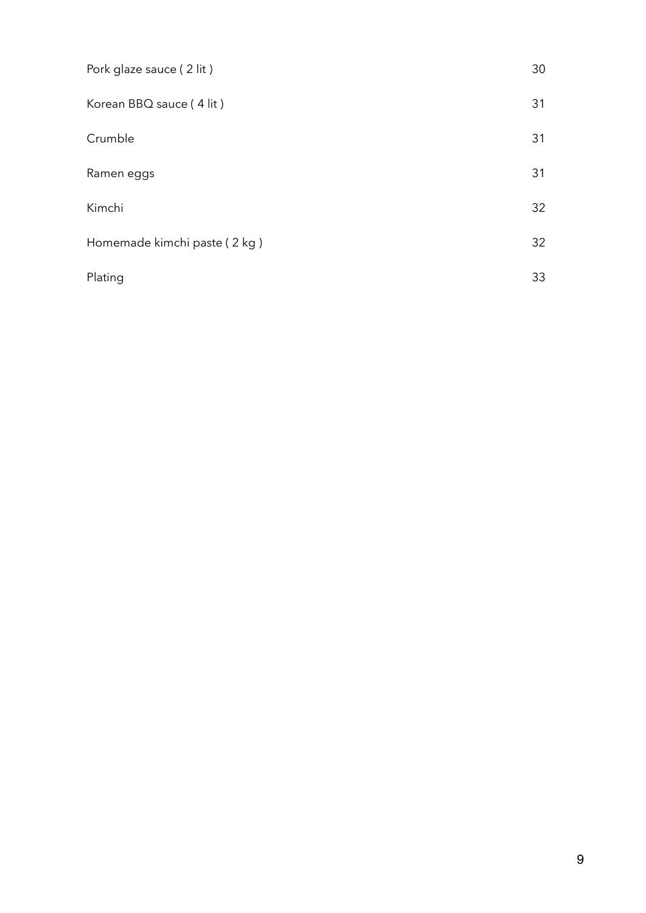| | |
|---|---|
| Pork glaze sauce ( 2 lit ) | 30 |
| Korean BBQ sauce ( 4 lit ) | 31 |
| Crumble | 31 |
| Ramen eggs | 31 |
| Kimchi | 32 |
| Homemade kimchi paste ( 2 kg ) | 32 |
| Plating | 33 |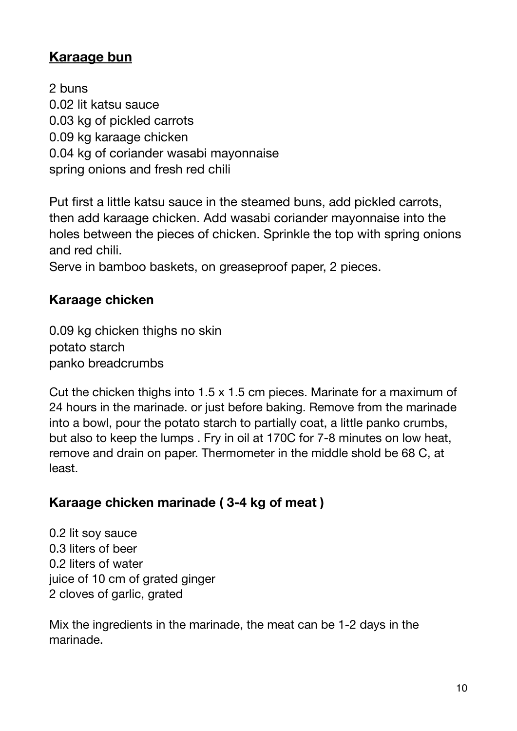## <u>**Karaage bun**</u>

2 buns
0.02 lit katsu sauce
0.03 kg of pickled carrots
0.09 kg karaage chicken
0.04 kg of coriander wasabi mayonnaise
spring onions and fresh red chili

Put first a little katsu sauce in the steamed buns, add pickled carrots, then add karaage chicken. Add wasabi coriander mayonnaise into the holes between the pieces of chicken. Sprinkle the top with spring onions and red chili.
Serve in bamboo baskets, on greaseproof paper, 2 pieces.

### **Karaage chicken**

0.09 kg chicken thighs no skin
potato starch
panko breadcrumbs

Cut the chicken thighs into 1.5 x 1.5 cm pieces. Marinate for a maximum of 24 hours in the marinade. or just before baking. Remove from the marinade into a bowl, pour the potato starch to partially coat, a little panko crumbs, but also to keep the lumps . Fry in oil at 170C for 7-8 minutes on low heat, remove and drain on paper. Thermometer in the middle shold be 68 C, at least.

### **Karaage chicken marinade ( 3-4 kg of meat )**

0.2 lit soy sauce
0.3 liters of beer
0.2 liters of water
juice of 10 cm of grated ginger
2 cloves of garlic, grated

Mix the ingredients in the marinade, the meat can be 1-2 days in the marinade.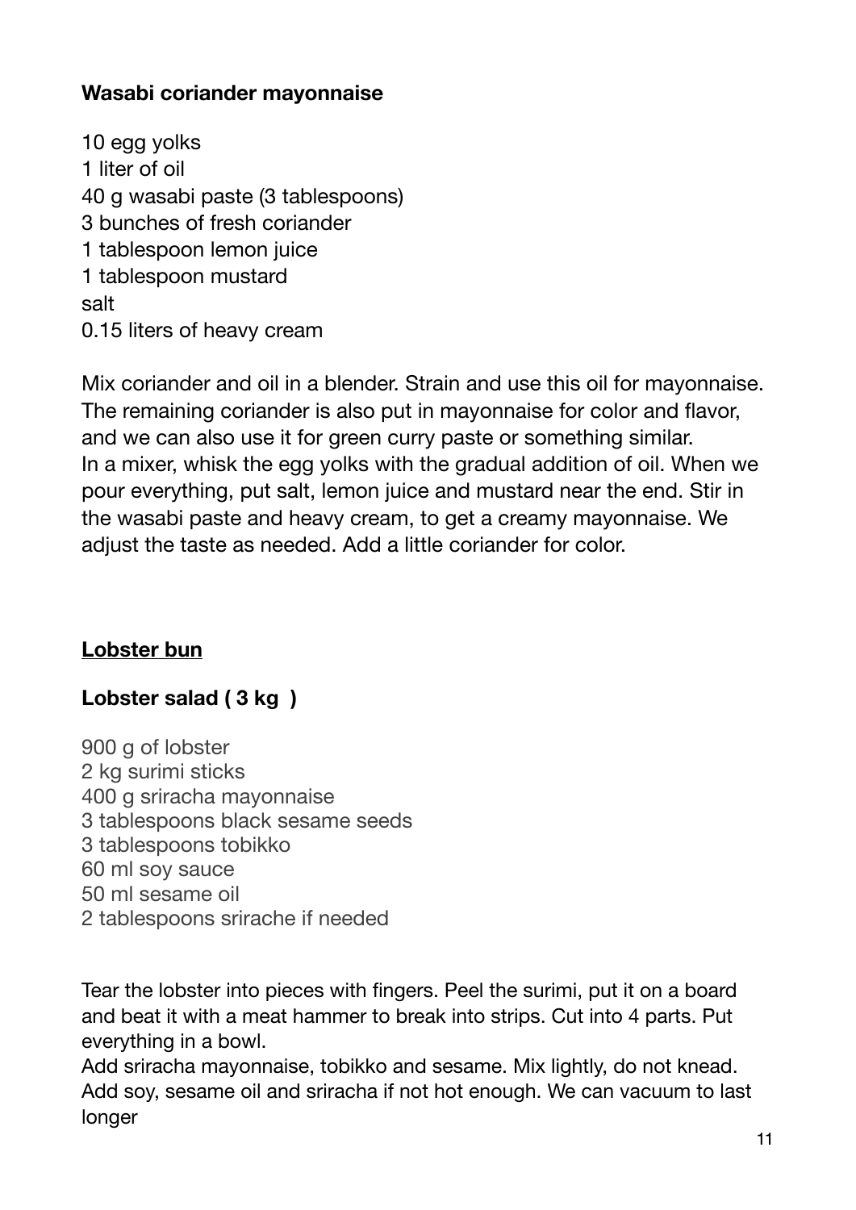**Wasabi coriander mayonnaise**

10 egg yolks
1 liter of oil
40 g wasabi paste (3 tablespoons)
3 bunches of fresh coriander
1 tablespoon lemon juice
1 tablespoon mustard
salt
0.15 liters of heavy cream

Mix coriander and oil in a blender. Strain and use this oil for mayonnaise. The remaining coriander is also put in mayonnaise for color and flavor, and we can also use it for green curry paste or something similar.
In a mixer, whisk the egg yolks with the gradual addition of oil. When we pour everything, put salt, lemon juice and mustard near the end. Stir in the wasabi paste and heavy cream, to get a creamy mayonnaise. We adjust the taste as needed. Add a little coriander for color.

**<u>Lobster bun</u>**

**Lobster salad ( 3 kg )**

900 g of lobster
2 kg surimi sticks
400 g sriracha mayonnaise
3 tablespoons black sesame seeds
3 tablespoons tobikko
60 ml soy sauce
50 ml sesame oil
2 tablespoons srirache if needed

Tear the lobster into pieces with fingers. Peel the surimi, put it on a board and beat it with a meat hammer to break into strips. Cut into 4 parts. Put everything in a bowl.
Add sriracha mayonnaise, tobikko and sesame. Mix lightly, do not knead. Add soy, sesame oil and sriracha if not hot enough. We can vacuum to last longer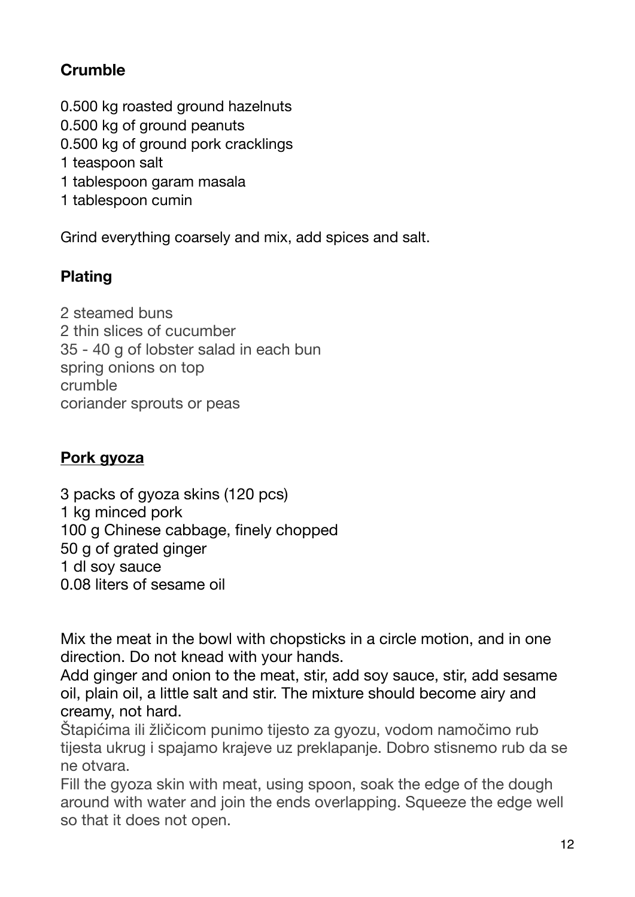## Crumble

0.500 kg roasted ground hazelnuts
0.500 kg of ground peanuts
0.500 kg of ground pork cracklings
1 teaspoon salt
1 tablespoon garam masala
1 tablespoon cumin

Grind everything coarsely and mix, add spices and salt.

## Plating

2 steamed buns
2 thin slices of cucumber
35 - 40 g of lobster salad in each bun
spring onions on top
crumble
coriander sprouts or peas

## <u>Pork gyoza</u>

3 packs of gyoza skins (120 pcs)
1 kg minced pork
100 g Chinese cabbage, finely chopped
50 g of grated ginger
1 dl soy sauce
0.08 liters of sesame oil

Mix the meat in the bowl with chopsticks in a circle motion, and in one direction. Do not knead with your hands.
Add ginger and onion to the meat, stir, add soy sauce, stir, add sesame oil, plain oil, a little salt and stir. The mixture should become airy and creamy, not hard.
Štapićima ili žličicom punimo tijesto za gyozu, vodom namočimo rub tijesta ukrug i spajamo krajeve uz preklapanje. Dobro stisnemo rub da se ne otvara.
Fill the gyoza skin with meat, using spoon, soak the edge of the dough around with water and join the ends overlapping. Squeeze the edge well so that it does not open.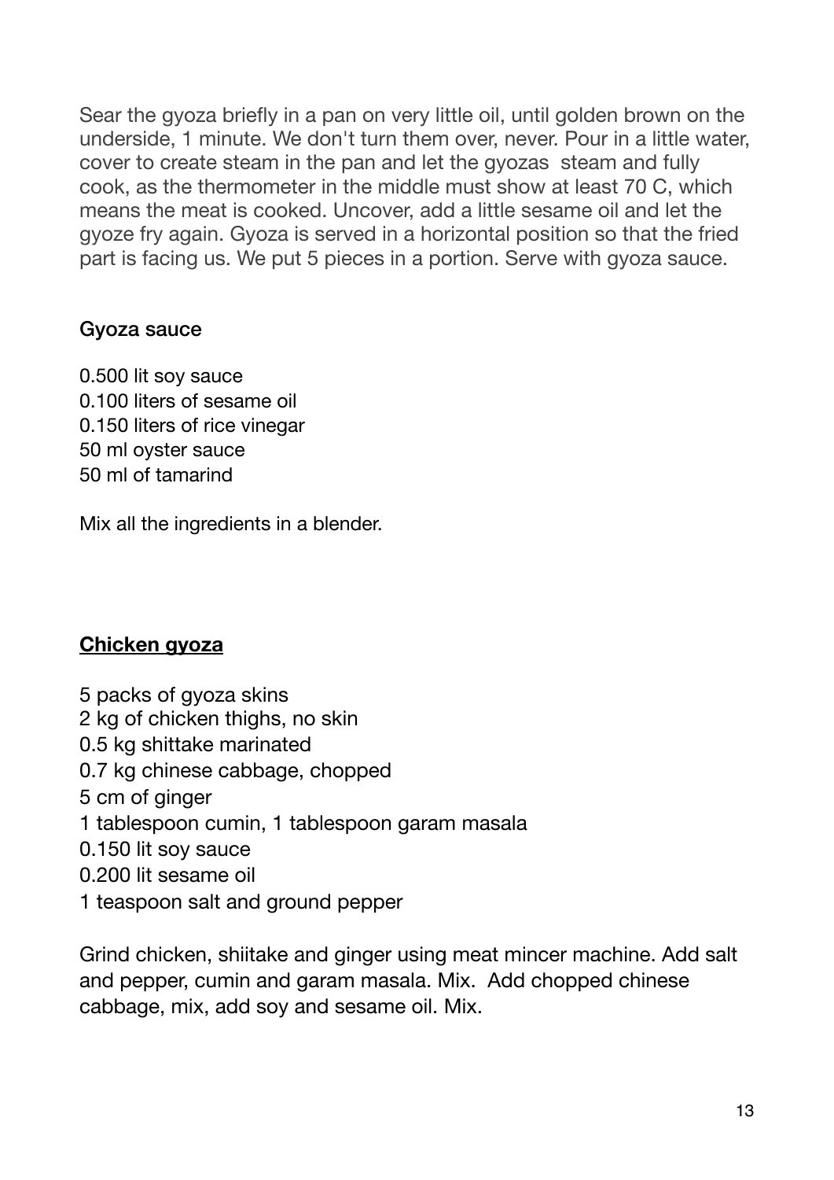Sear the gyoza briefly in a pan on very little oil, until golden brown on the underside, 1 minute. We don't turn them over, never. Pour in a little water, cover to create steam in the pan and let the gyozas steam and fully cook, as the thermometer in the middle must show at least 70 C, which means the meat is cooked. Uncover, add a little sesame oil and let the gyoze fry again. Gyoza is served in a horizontal position so that the fried part is facing us. We put 5 pieces in a portion. Serve with gyoza sauce.

**Gyoza sauce**

0.500 lit soy sauce
0.100 liters of sesame oil
0.150 liters of rice vinegar
50 ml oyster sauce
50 ml of tamarind

Mix all the ingredients in a blender.

**<u>Chicken gyoza</u>**

5 packs of gyoza skins
2 kg of chicken thighs, no skin
0.5 kg shittake marinated
0.7 kg chinese cabbage, chopped
5 cm of ginger
1 tablespoon cumin, 1 tablespoon garam masala
0.150 lit soy sauce
0.200 lit sesame oil
1 teaspoon salt and ground pepper

Grind chicken, shiitake and ginger using meat mincer machine. Add salt and pepper, cumin and garam masala. Mix. Add chopped chinese cabbage, mix, add soy and sesame oil. Mix.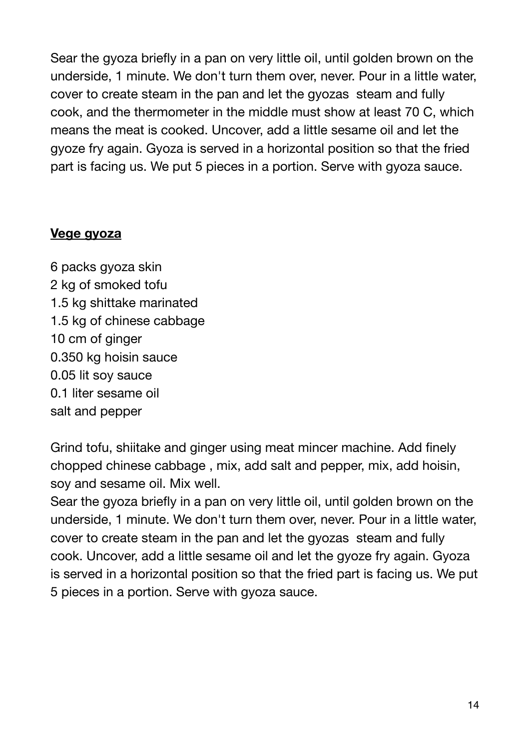Sear the gyoza briefly in a pan on very little oil, until golden brown on the underside, 1 minute. We don't turn them over, never. Pour in a little water, cover to create steam in the pan and let the gyozas steam and fully cook, and the thermometer in the middle must show at least 70 C, which means the meat is cooked. Uncover, add a little sesame oil and let the gyoze fry again. Gyoza is served in a horizontal position so that the fried part is facing us. We put 5 pieces in a portion. Serve with gyoza sauce.

**Vege gyoza**

6 packs gyoza skin  
2 kg of smoked tofu  
1.5 kg shittake marinated  
1.5 kg of chinese cabbage  
10 cm of ginger  
0.350 kg hoisin sauce  
0.05 lit soy sauce  
0.1 liter sesame oil  
salt and pepper

Grind tofu, shiitake and ginger using meat mincer machine. Add finely chopped chinese cabbage , mix, add salt and pepper, mix, add hoisin, soy and sesame oil. Mix well.  
Sear the gyoza briefly in a pan on very little oil, until golden brown on the underside, 1 minute. We don't turn them over, never. Pour in a little water, cover to create steam in the pan and let the gyozas steam and fully cook. Uncover, add a little sesame oil and let the gyoze fry again. Gyoza is served in a horizontal position so that the fried part is facing us. We put 5 pieces in a portion. Serve with gyoza sauce.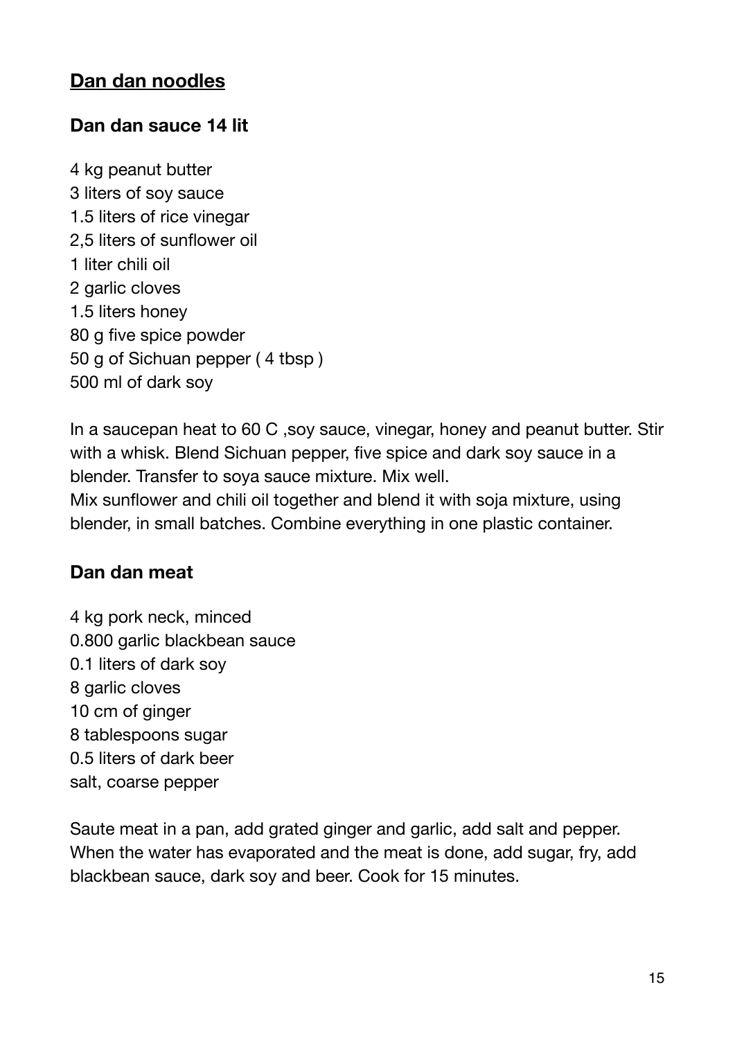# Dan dan noodles

## Dan dan sauce 14 lit

4 kg peanut butter
3 liters of soy sauce
1.5 liters of rice vinegar
2,5 liters of sunflower oil
1 liter chili oil
2 garlic cloves
1.5 liters honey
80 g five spice powder
50 g of Sichuan pepper ( 4 tbsp )
500 ml of dark soy

In a saucepan heat to 60 C ,soy sauce, vinegar, honey and peanut butter. Stir with a whisk. Blend Sichuan pepper, five spice and dark soy sauce in a blender. Transfer to soya sauce mixture. Mix well.
Mix sunflower and chili oil together and blend it with soja mixture, using blender, in small batches. Combine everything in one plastic container.

## Dan dan meat

4 kg pork neck, minced
0.800 garlic blackbean sauce
0.1 liters of dark soy
8 garlic cloves
10 cm of ginger
8 tablespoons sugar
0.5 liters of dark beer
salt, coarse pepper

Saute meat in a pan, add grated ginger and garlic, add salt and pepper. When the water has evaporated and the meat is done, add sugar, fry, add blackbean sauce, dark soy and beer. Cook for 15 minutes.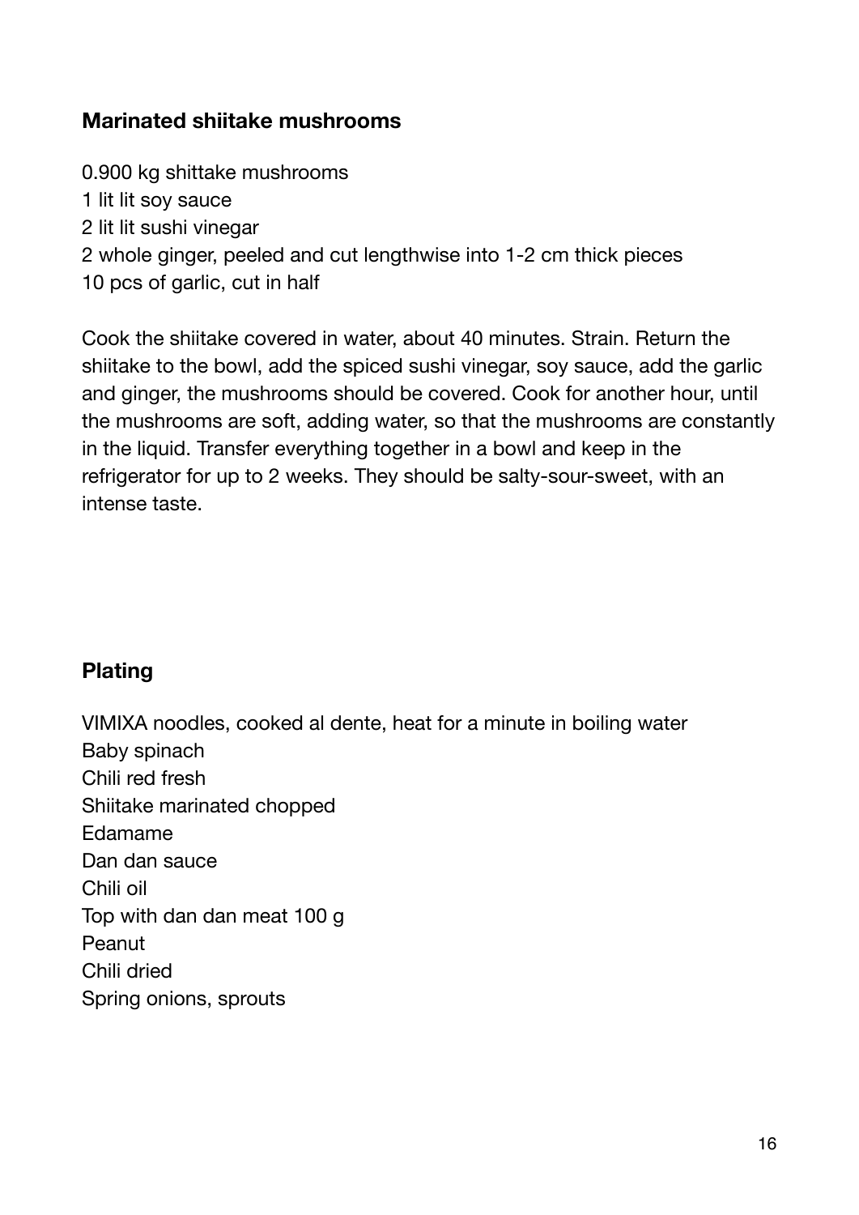## Marinated shiitake mushrooms

0.900 kg shittake mushrooms
1 lit lit soy sauce
2 lit lit sushi vinegar
2 whole ginger, peeled and cut lengthwise into 1-2 cm thick pieces
10 pcs of garlic, cut in half

Cook the shiitake covered in water, about 40 minutes. Strain. Return the shiitake to the bowl, add the spiced sushi vinegar, soy sauce, add the garlic and ginger, the mushrooms should be covered. Cook for another hour, until the mushrooms are soft, adding water, so that the mushrooms are constantly in the liquid. Transfer everything together in a bowl and keep in the refrigerator for up to 2 weeks. They should be salty-sour-sweet, with an intense taste.

## Plating

VIMIXA noodles, cooked al dente, heat for a minute in boiling water
Baby spinach
Chili red fresh
Shiitake marinated chopped
Edamame
Dan dan sauce
Chili oil
Top with dan dan meat 100 g
Peanut
Chili dried
Spring onions, sprouts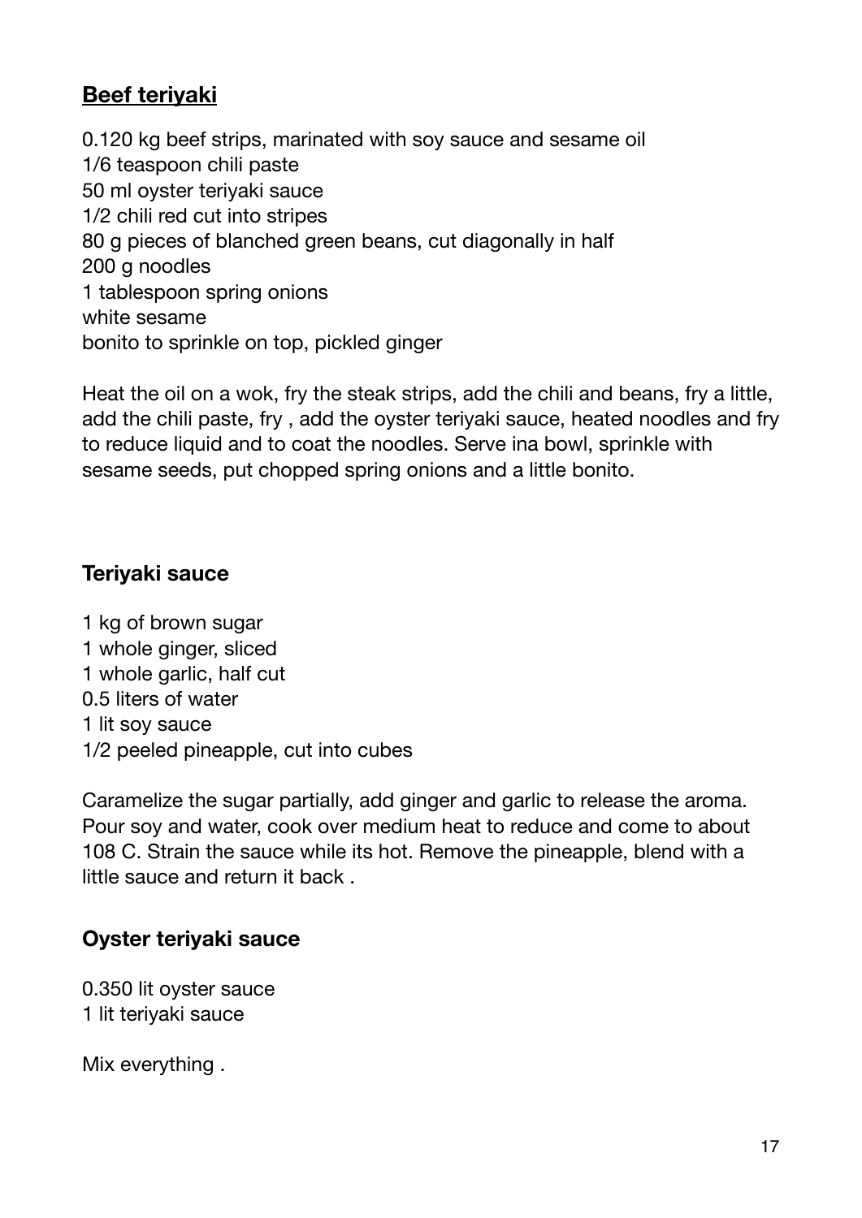## **<u>Beef teriyaki</u>**

0.120 kg beef strips, marinated with soy sauce and sesame oil
1/6 teaspoon chili paste
50 ml oyster teriyaki sauce
1/2 chili red cut into stripes
80 g pieces of blanched green beans, cut diagonally in half
200 g noodles
1 tablespoon spring onions
white sesame
bonito to sprinkle on top, pickled ginger

Heat the oil on a wok, fry the steak strips, add the chili and beans, fry a little, add the chili paste, fry , add the oyster teriyaki sauce, heated noodles and fry to reduce liquid and to coat the noodles. Serve ina bowl, sprinkle with sesame seeds, put chopped spring onions and a little bonito.

### **Teriyaki sauce**

1 kg of brown sugar
1 whole ginger, sliced
1 whole garlic, half cut
0.5 liters of water
1 lit soy sauce
1/2 peeled pineapple, cut into cubes

Caramelize the sugar partially, add ginger and garlic to release the aroma. Pour soy and water, cook over medium heat to reduce and come to about 108 C. Strain the sauce while its hot. Remove the pineapple, blend with a little sauce and return it back .

### **Oyster teriyaki sauce**

0.350 lit oyster sauce
1 lit teriyaki sauce

Mix everything .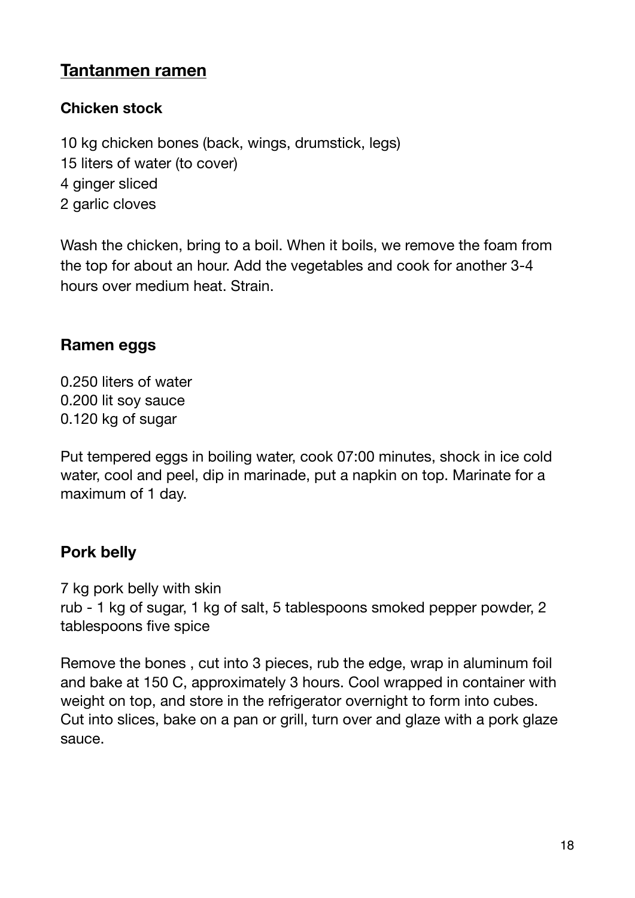## Tantanmen ramen

### Chicken stock

10 kg chicken bones (back, wings, drumstick, legs)
15 liters of water (to cover)
4 ginger sliced
2 garlic cloves

Wash the chicken, bring to a boil. When it boils, we remove the foam from the top for about an hour. Add the vegetables and cook for another 3-4 hours over medium heat. Strain.

### Ramen eggs

0.250 liters of water
0.200 lit soy sauce
0.120 kg of sugar

Put tempered eggs in boiling water, cook 07:00 minutes, shock in ice cold water, cool and peel, dip in marinade, put a napkin on top. Marinate for a maximum of 1 day.

### Pork belly

7 kg pork belly with skin
rub - 1 kg of sugar, 1 kg of salt, 5 tablespoons smoked pepper powder, 2 tablespoons five spice

Remove the bones , cut into 3 pieces, rub the edge, wrap in aluminum foil and bake at 150 C, approximately 3 hours. Cool wrapped in container with weight on top, and store in the refrigerator overnight to form into cubes. Cut into slices, bake on a pan or grill, turn over and glaze with a pork glaze sauce.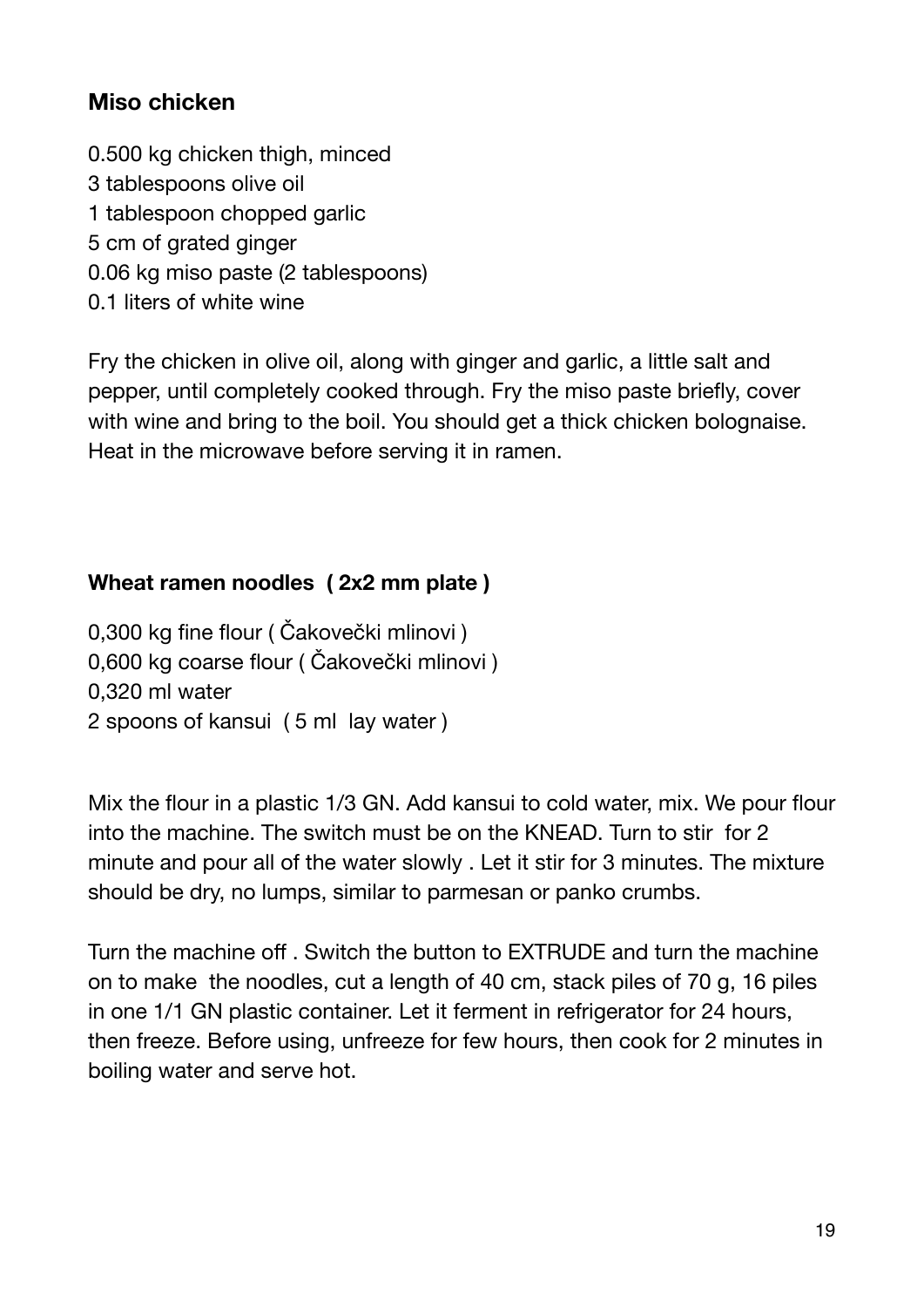### Miso chicken

0.500 kg chicken thigh, minced
3 tablespoons olive oil
1 tablespoon chopped garlic
5 cm of grated ginger
0.06 kg miso paste (2 tablespoons)
0.1 liters of white wine

Fry the chicken in olive oil, along with ginger and garlic, a little salt and pepper, until completely cooked through. Fry the miso paste briefly, cover with wine and bring to the boil. You should get a thick chicken bolognaise. Heat in the microwave before serving it in ramen.

### Wheat ramen noodles ( 2x2 mm plate )

0,300 kg fine flour ( Čakovečki mlinovi )
0,600 kg coarse flour ( Čakovečki mlinovi )
0,320 ml water
2 spoons of kansui ( 5 ml lay water )

Mix the flour in a plastic 1/3 GN. Add kansui to cold water, mix. We pour flour into the machine. The switch must be on the KNEAD. Turn to stir for 2 minute and pour all of the water slowly . Let it stir for 3 minutes. The mixture should be dry, no lumps, similar to parmesan or panko crumbs.

Turn the machine off . Switch the button to EXTRUDE and turn the machine on to make the noodles, cut a length of 40 cm, stack piles of 70 g, 16 piles in one 1/1 GN plastic container. Let it ferment in refrigerator for 24 hours, then freeze. Before using, unfreeze for few hours, then cook for 2 minutes in boiling water and serve hot.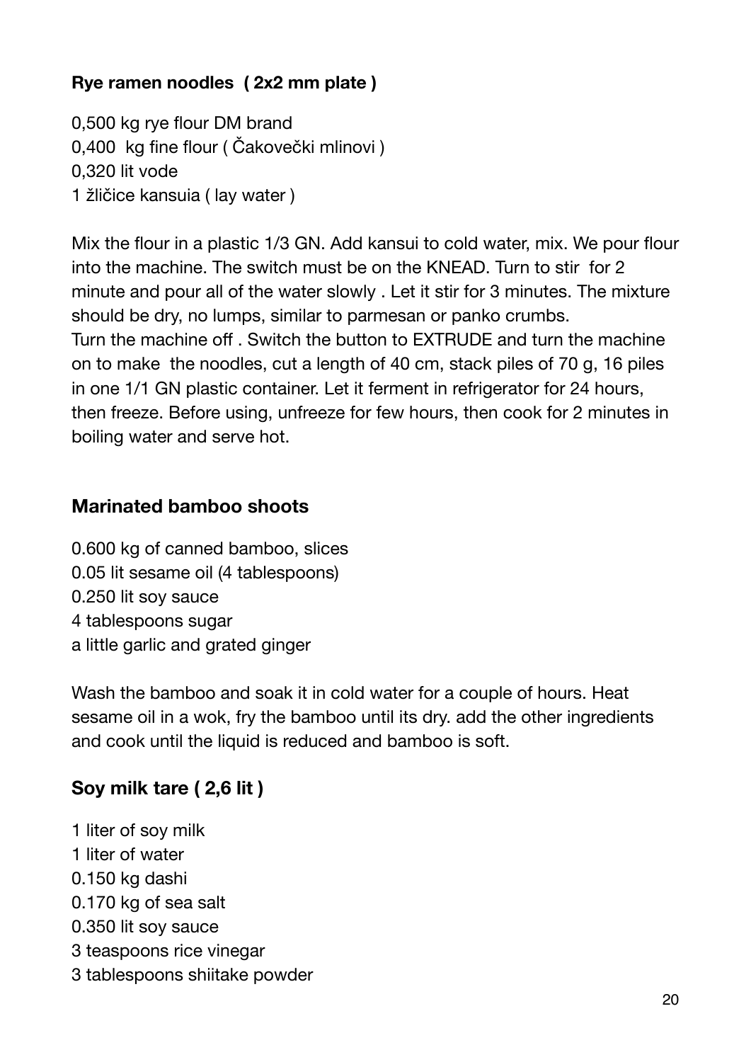### Rye ramen noodles ( 2x2 mm plate )

0,500 kg rye flour DM brand
0,400 kg fine flour ( Čakovečki mlinovi )
0,320 lit vode
1 žličice kansuia ( lay water )

Mix the flour in a plastic 1/3 GN. Add kansui to cold water, mix. We pour flour into the machine. The switch must be on the KNEAD. Turn to stir for 2 minute and pour all of the water slowly . Let it stir for 3 minutes. The mixture should be dry, no lumps, similar to parmesan or panko crumbs.
Turn the machine off . Switch the button to EXTRUDE and turn the machine on to make the noodles, cut a length of 40 cm, stack piles of 70 g, 16 piles in one 1/1 GN plastic container. Let it ferment in refrigerator for 24 hours, then freeze. Before using, unfreeze for few hours, then cook for 2 minutes in boiling water and serve hot.

### Marinated bamboo shoots

0.600 kg of canned bamboo, slices
0.05 lit sesame oil (4 tablespoons)
0.250 lit soy sauce
4 tablespoons sugar
a little garlic and grated ginger

Wash the bamboo and soak it in cold water for a couple of hours. Heat sesame oil in a wok, fry the bamboo until its dry. add the other ingredients and cook until the liquid is reduced and bamboo is soft.

### Soy milk tare ( 2,6 lit )

1 liter of soy milk
1 liter of water
0.150 kg dashi
0.170 kg of sea salt
0.350 lit soy sauce
3 teaspoons rice vinegar
3 tablespoons shiitake powder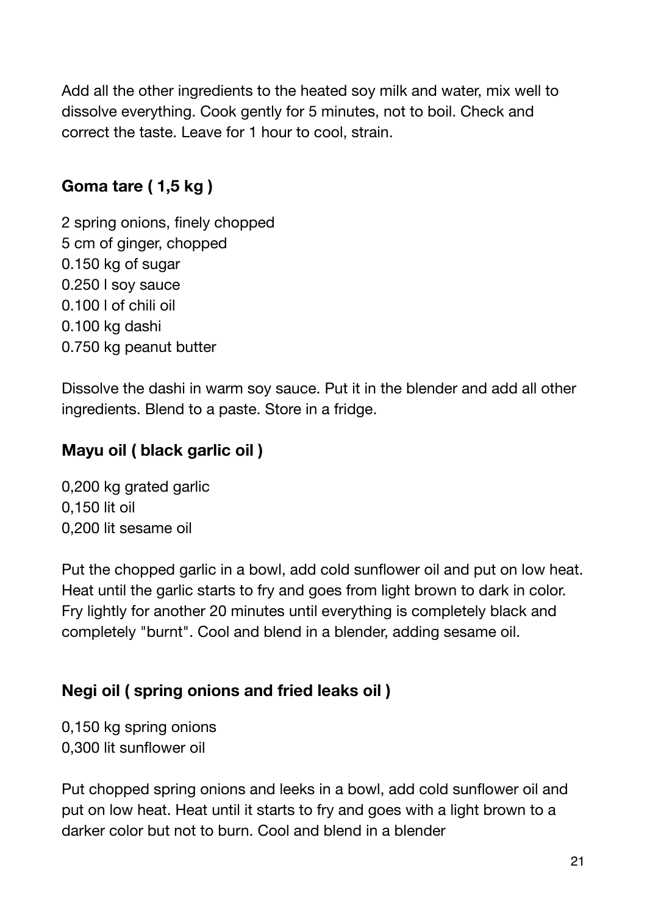Add all the other ingredients to the heated soy milk and water, mix well to dissolve everything. Cook gently for 5 minutes, not to boil. Check and correct the taste. Leave for 1 hour to cool, strain.

### Goma tare ( 1,5 kg )

2 spring onions, finely chopped
5 cm of ginger, chopped
0.150 kg of sugar
0.250 l soy sauce
0.100 l of chili oil
0.100 kg dashi
0.750 kg peanut butter

Dissolve the dashi in warm soy sauce. Put it in the blender and add all other ingredients. Blend to a paste. Store in a fridge.

### Mayu oil ( black garlic oil )

0,200 kg grated garlic
0,150 lit oil
0,200 lit sesame oil

Put the chopped garlic in a bowl, add cold sunflower oil and put on low heat. Heat until the garlic starts to fry and goes from light brown to dark in color. Fry lightly for another 20 minutes until everything is completely black and completely "burnt". Cool and blend in a blender, adding sesame oil.

### Negi oil ( spring onions and fried leaks oil )

0,150 kg spring onions
0,300 lit sunflower oil

Put chopped spring onions and leeks in a bowl, add cold sunflower oil and put on low heat. Heat until it starts to fry and goes with a light brown to a darker color but not to burn. Cool and blend in a blender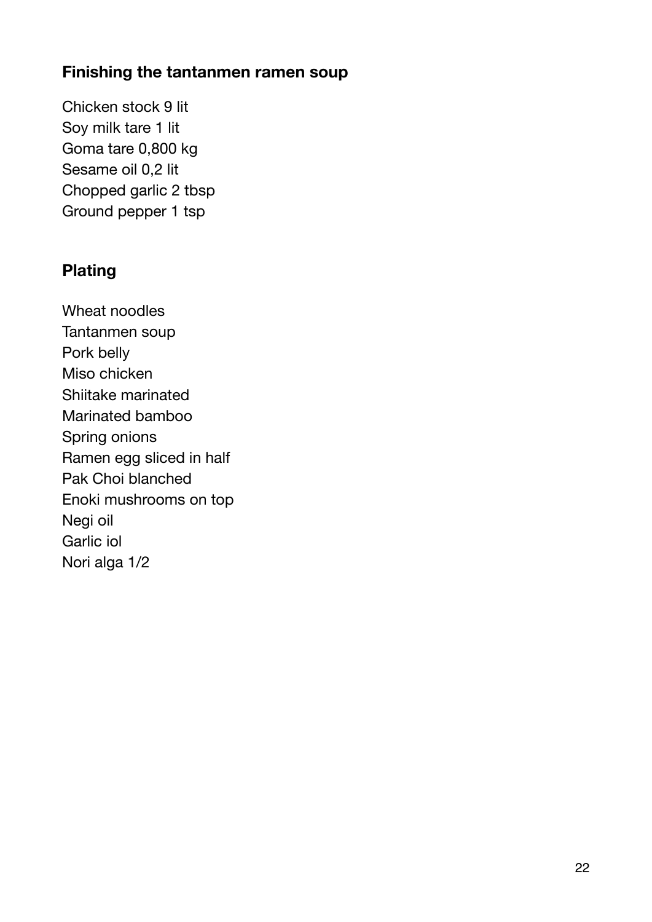## Finishing the tantanmen ramen soup

Chicken stock 9 lit
Soy milk tare 1 lit
Goma tare 0,800 kg
Sesame oil 0,2 lit
Chopped garlic 2 tbsp
Ground pepper 1 tsp

## Plating

Wheat noodles
Tantanmen soup
Pork belly
Miso chicken
Shiitake marinated
Marinated bamboo
Spring onions
Ramen egg sliced in half
Pak Choi blanched
Enoki mushrooms on top
Negi oil
Garlic iol
Nori alga 1/2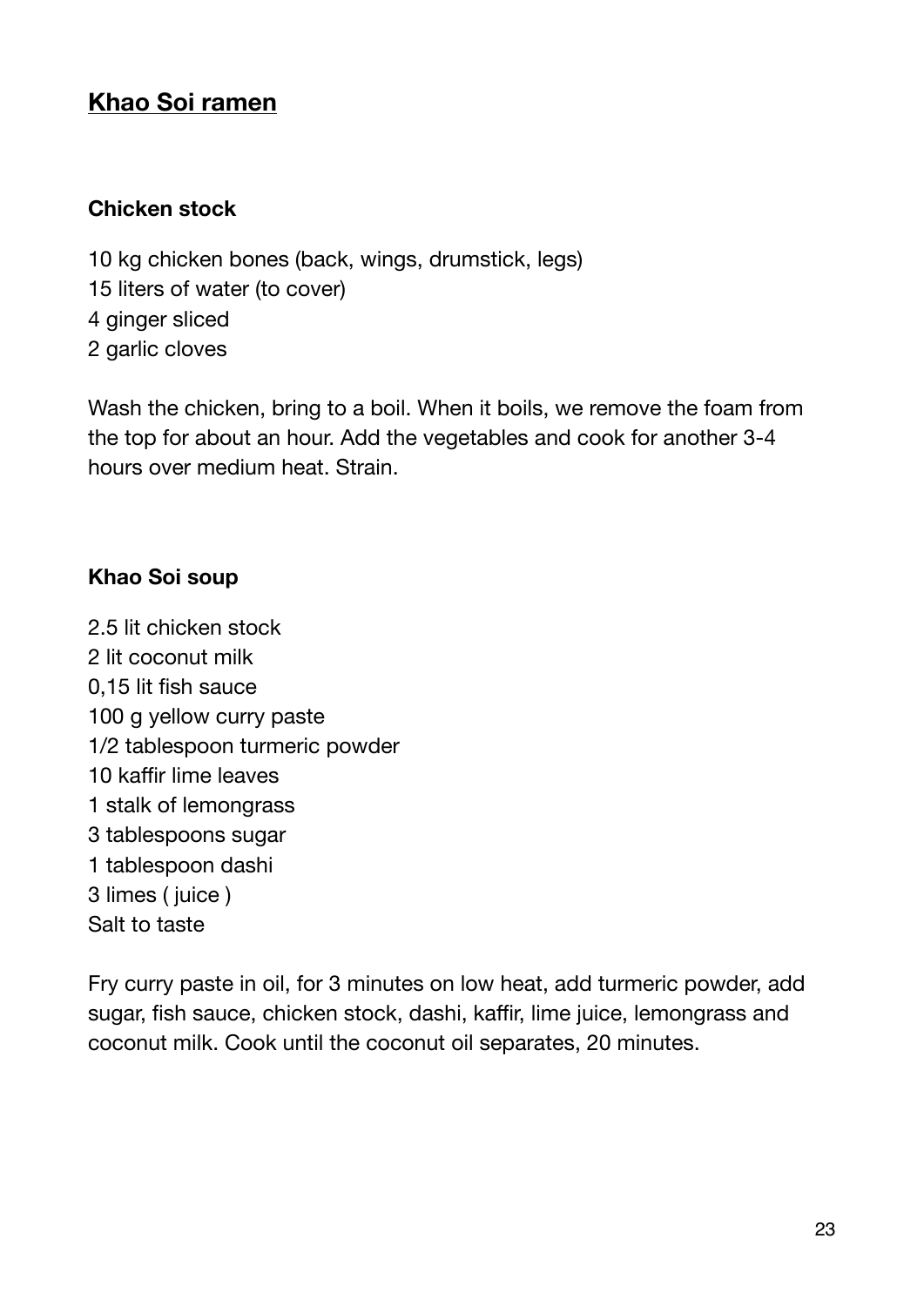## Khao Soi ramen

### Chicken stock

10 kg chicken bones (back, wings, drumstick, legs)
15 liters of water (to cover)
4 ginger sliced
2 garlic cloves

Wash the chicken, bring to a boil. When it boils, we remove the foam from the top for about an hour. Add the vegetables and cook for another 3-4 hours over medium heat. Strain.

### Khao Soi soup

2.5 lit chicken stock
2 lit coconut milk
0,15 lit fish sauce
100 g yellow curry paste
1/2 tablespoon turmeric powder
10 kaffir lime leaves
1 stalk of lemongrass
3 tablespoons sugar
1 tablespoon dashi
3 limes ( juice )
Salt to taste

Fry curry paste in oil, for 3 minutes on low heat, add turmeric powder, add sugar, fish sauce, chicken stock, dashi, kaffir, lime juice, lemongrass and coconut milk. Cook until the coconut oil separates, 20 minutes.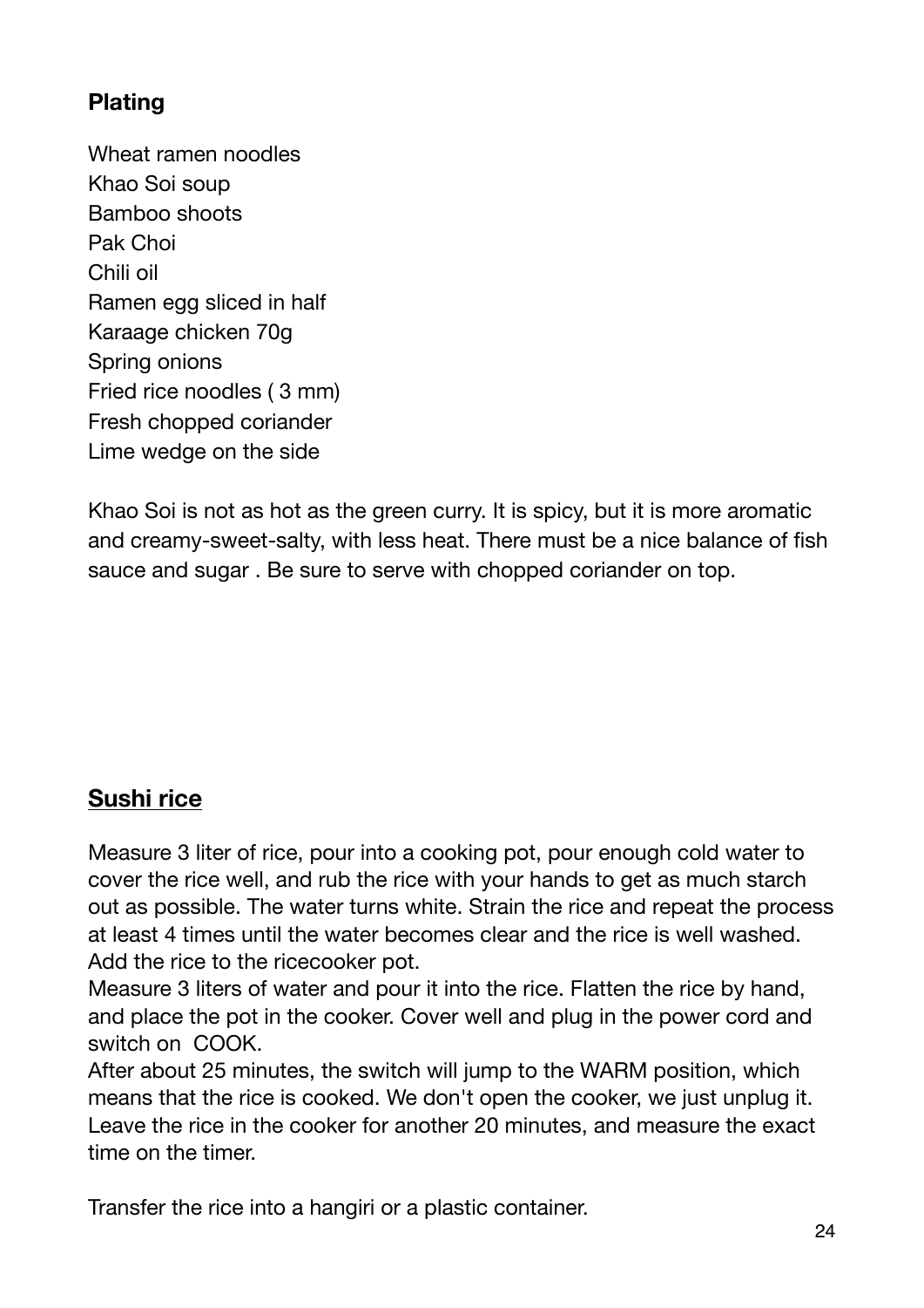### Plating

Wheat ramen noodles
Khao Soi soup
Bamboo shoots
Pak Choi
Chili oil
Ramen egg sliced in half
Karaage chicken 70g
Spring onions
Fried rice noodles ( 3 mm)
Fresh chopped coriander
Lime wedge on the side

Khao Soi is not as hot as the green curry. It is spicy, but it is more aromatic and creamy-sweet-salty, with less heat. There must be a nice balance of fish sauce and sugar . Be sure to serve with chopped coriander on top.

## Sushi rice

Measure 3 liter of rice, pour into a cooking pot, pour enough cold water to cover the rice well, and rub the rice with your hands to get as much starch out as possible. The water turns white. Strain the rice and repeat the process at least 4 times until the water becomes clear and the rice is well washed. Add the rice to the ricecooker pot.
Measure 3 liters of water and pour it into the rice. Flatten the rice by hand, and place the pot in the cooker. Cover well and plug in the power cord and switch on COOK.
After about 25 minutes, the switch will jump to the WARM position, which means that the rice is cooked. We don't open the cooker, we just unplug it. Leave the rice in the cooker for another 20 minutes, and measure the exact time on the timer.

Transfer the rice into a hangiri or a plastic container.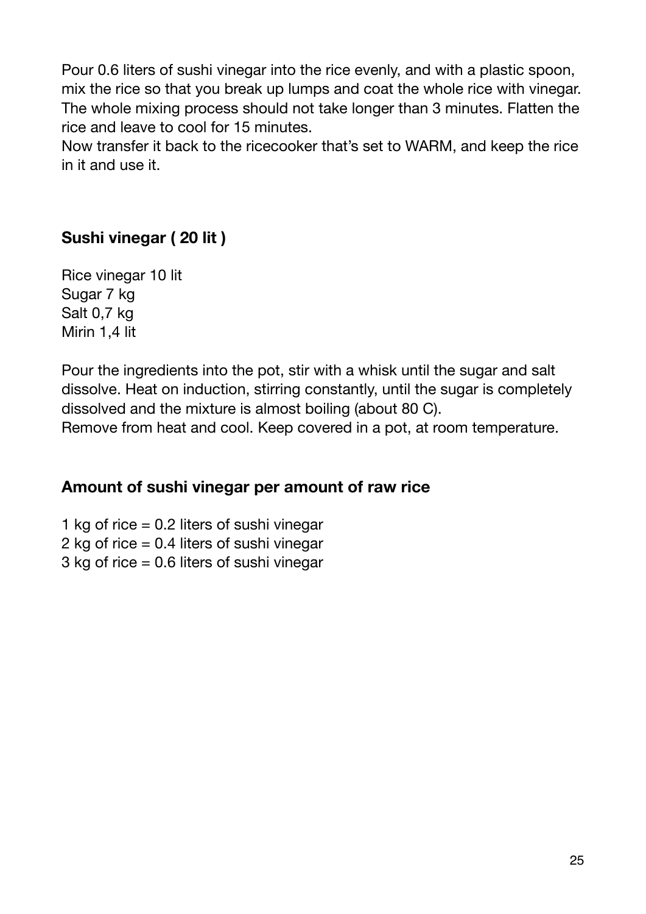Pour 0.6 liters of sushi vinegar into the rice evenly, and with a plastic spoon, mix the rice so that you break up lumps and coat the whole rice with vinegar. The whole mixing process should not take longer than 3 minutes. Flatten the rice and leave to cool for 15 minutes.
Now transfer it back to the ricecooker that's set to WARM, and keep the rice in it and use it.

## Sushi vinegar ( 20 lit )

Rice vinegar 10 lit
Sugar 7 kg
Salt 0,7 kg
Mirin 1,4 lit

Pour the ingredients into the pot, stir with a whisk until the sugar and salt dissolve. Heat on induction, stirring constantly, until the sugar is completely dissolved and the mixture is almost boiling (about 80 C).
Remove from heat and cool. Keep covered in a pot, at room temperature.

## Amount of sushi vinegar per amount of raw rice

1 kg of rice = 0.2 liters of sushi vinegar
2 kg of rice = 0.4 liters of sushi vinegar
3 kg of rice = 0.6 liters of sushi vinegar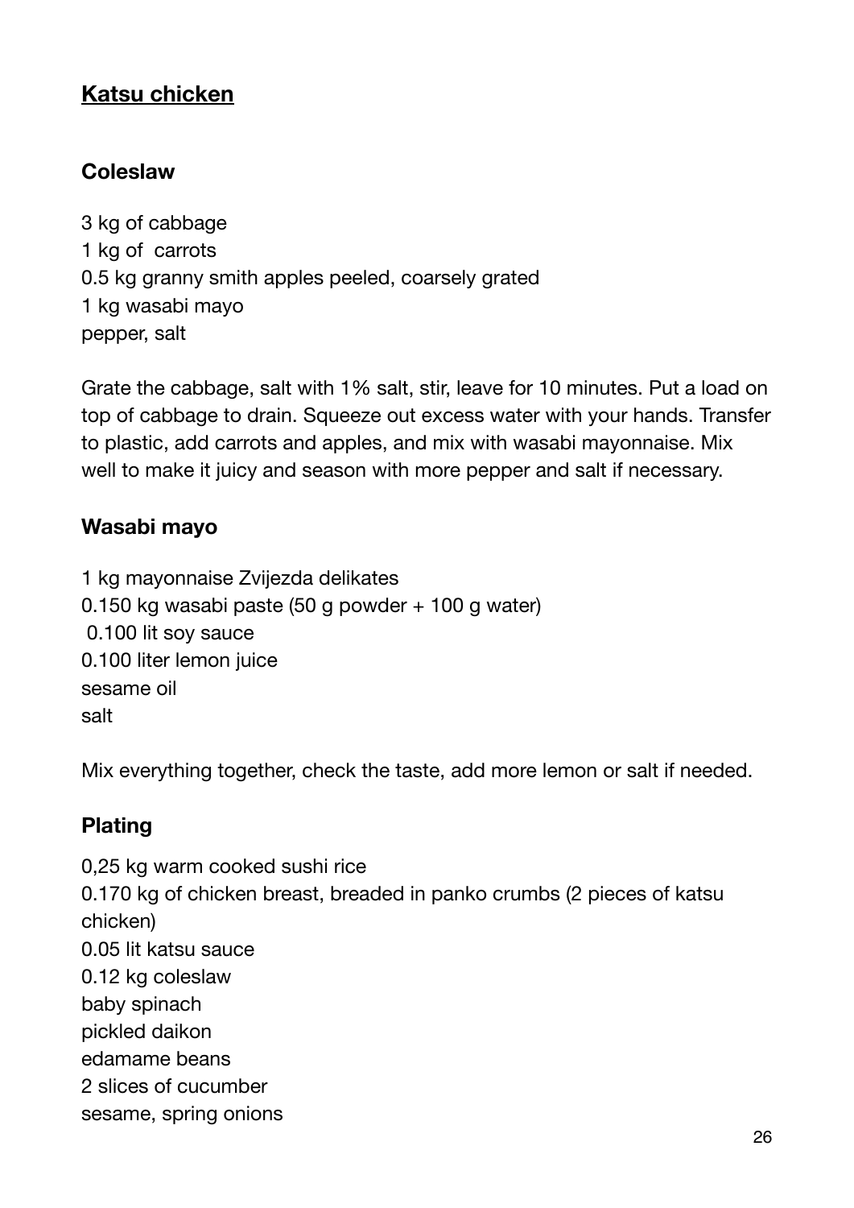## Katsu chicken

### Coleslaw

3 kg of cabbage
1 kg of carrots
0.5 kg granny smith apples peeled, coarsely grated
1 kg wasabi mayo
pepper, salt

Grate the cabbage, salt with 1% salt, stir, leave for 10 minutes. Put a load on top of cabbage to drain. Squeeze out excess water with your hands. Transfer to plastic, add carrots and apples, and mix with wasabi mayonnaise. Mix well to make it juicy and season with more pepper and salt if necessary.

### Wasabi mayo

1 kg mayonnaise Zvijezda delikates
0.150 kg wasabi paste (50 g powder + 100 g water)
0.100 lit soy sauce
0.100 liter lemon juice
sesame oil
salt

Mix everything together, check the taste, add more lemon or salt if needed.

### Plating

0,25 kg warm cooked sushi rice
0.170 kg of chicken breast, breaded in panko crumbs (2 pieces of katsu chicken)
0.05 lit katsu sauce
0.12 kg coleslaw
baby spinach
pickled daikon
edamame beans
2 slices of cucumber
sesame, spring onions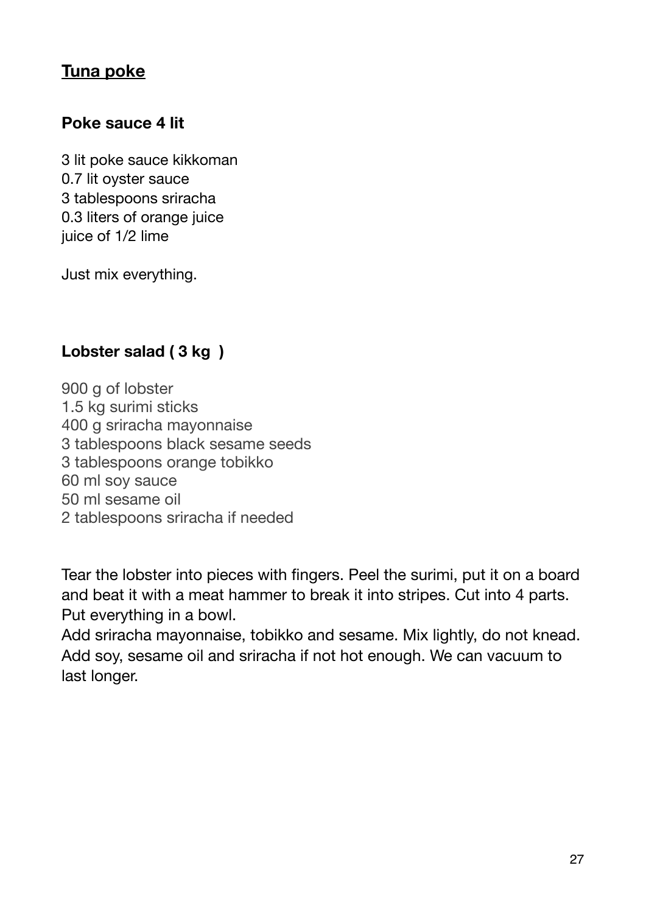## Tuna poke

### Poke sauce 4 lit

3 lit poke sauce kikkoman
0.7 lit oyster sauce
3 tablespoons sriracha
0.3 liters of orange juice
juice of 1/2 lime

Just mix everything.

### Lobster salad ( 3 kg )

900 g of lobster
1.5 kg surimi sticks
400 g sriracha mayonnaise
3 tablespoons black sesame seeds
3 tablespoons orange tobikko
60 ml soy sauce
50 ml sesame oil
2 tablespoons sriracha if needed

Tear the lobster into pieces with fingers. Peel the surimi, put it on a board and beat it with a meat hammer to break it into stripes. Cut into 4 parts. Put everything in a bowl.
Add sriracha mayonnaise, tobikko and sesame. Mix lightly, do not knead. Add soy, sesame oil and sriracha if not hot enough. We can vacuum to last longer.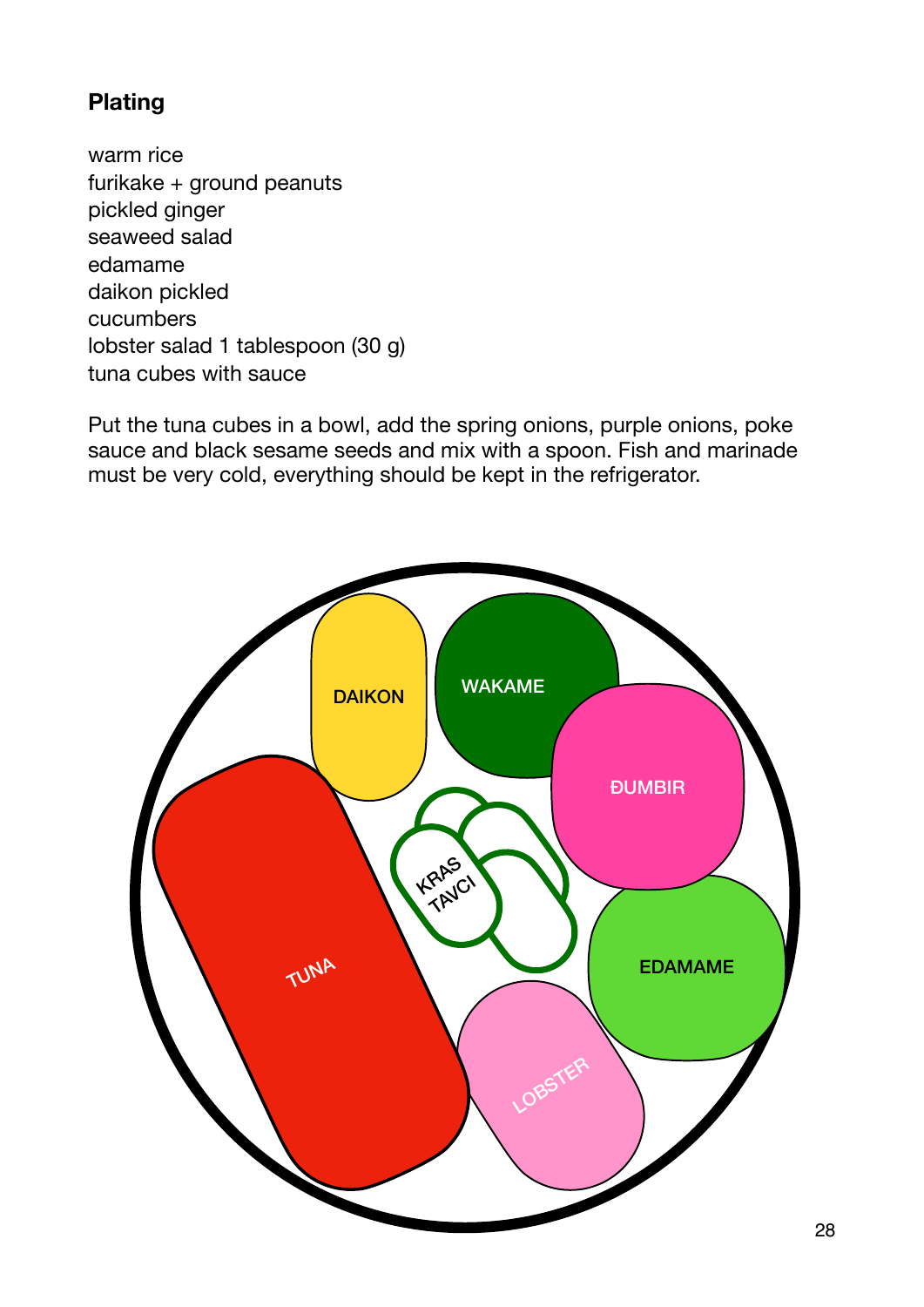### Plating

warm rice
furikake + ground peanuts
pickled ginger
seaweed salad
edamame
daikon pickled
cucumbers
lobster salad 1 tablespoon (30 g)
tuna cubes with sauce

Put the tuna cubes in a bowl, add the spring onions, purple onions, poke sauce and black sesame seeds and mix with a spoon. Fish and marinade must be very cold, everything should be kept in the refrigerator.

DAIKON

WAKAME

ĐUMBIR

KRAS TAVCI

TUNA

EDAMAME

LOBSTER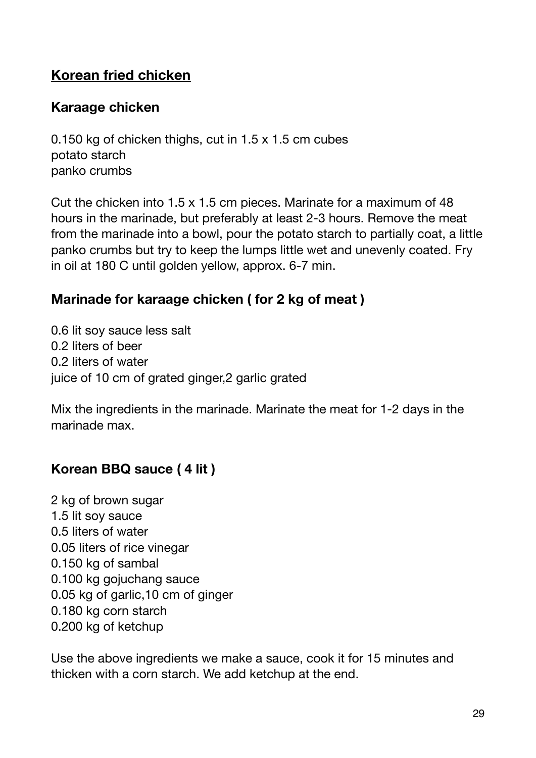## Korean fried chicken

### Karaage chicken

0.150 kg of chicken thighs, cut in 1.5 x 1.5 cm cubes
potato starch
panko crumbs

Cut the chicken into 1.5 x 1.5 cm pieces. Marinate for a maximum of 48 hours in the marinade, but preferably at least 2-3 hours. Remove the meat from the marinade into a bowl, pour the potato starch to partially coat, a little panko crumbs but try to keep the lumps little wet and unevenly coated. Fry in oil at 180 C until golden yellow, approx. 6-7 min.

### Marinade for karaage chicken ( for 2 kg of meat )

0.6 lit soy sauce less salt
0.2 liters of beer
0.2 liters of water
juice of 10 cm of grated ginger,2 garlic grated

Mix the ingredients in the marinade. Marinate the meat for 1-2 days in the marinade max.

### Korean BBQ sauce ( 4 lit )

2 kg of brown sugar
1.5 lit soy sauce
0.5 liters of water
0.05 liters of rice vinegar
0.150 kg of sambal
0.100 kg gojuchang sauce
0.05 kg of garlic,10 cm of ginger
0.180 kg corn starch
0.200 kg of ketchup

Use the above ingredients we make a sauce, cook it for 15 minutes and thicken with a corn starch. We add ketchup at the end.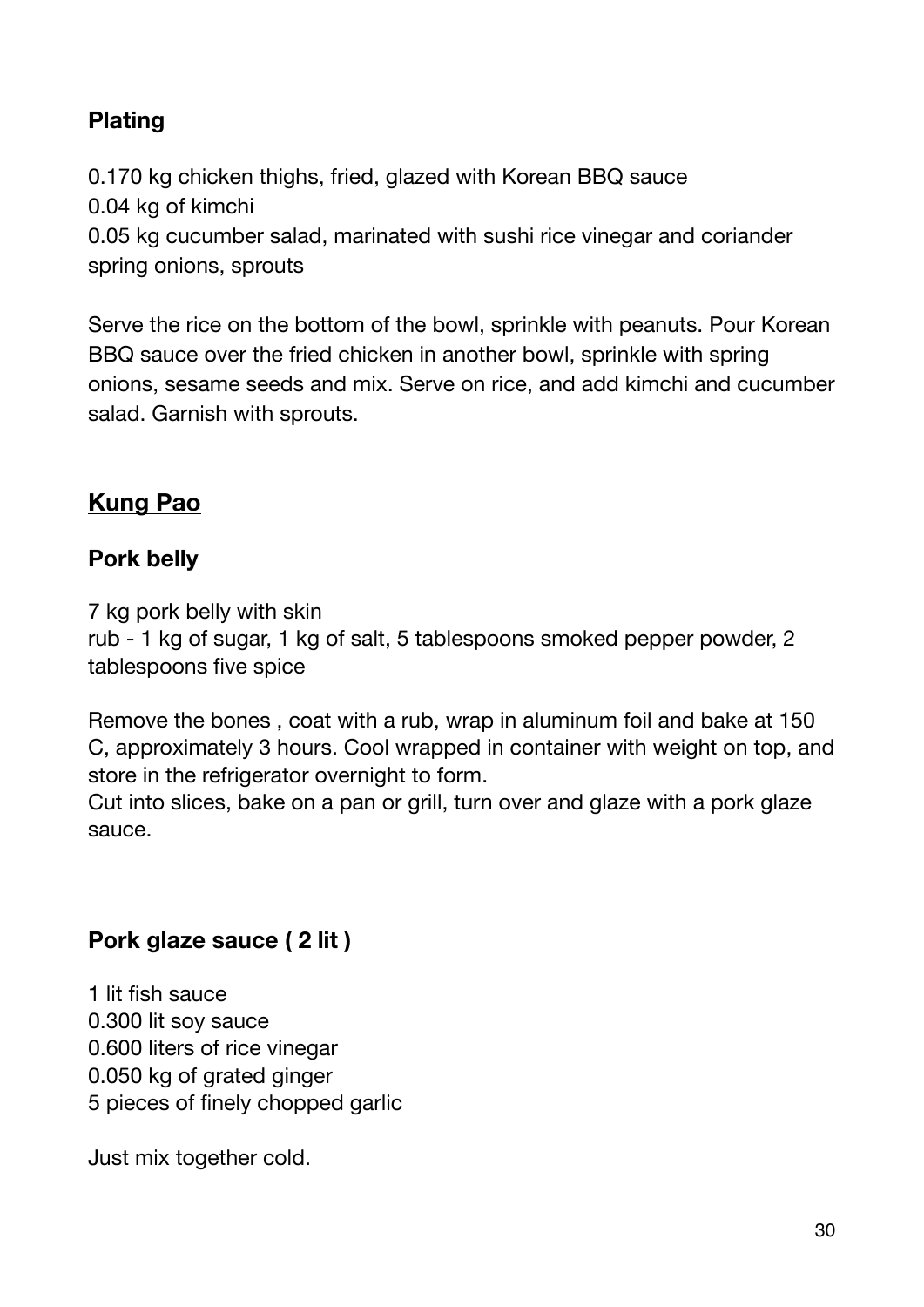### Plating

0.170 kg chicken thighs, fried, glazed with Korean BBQ sauce
0.04 kg of kimchi
0.05 kg cucumber salad, marinated with sushi rice vinegar and coriander
spring onions, sprouts

Serve the rice on the bottom of the bowl, sprinkle with peanuts. Pour Korean BBQ sauce over the fried chicken in another bowl, sprinkle with spring onions, sesame seeds and mix. Serve on rice, and add kimchi and cucumber salad. Garnish with sprouts.

## Kung Pao

### Pork belly

7 kg pork belly with skin
rub - 1 kg of sugar, 1 kg of salt, 5 tablespoons smoked pepper powder, 2 tablespoons five spice

Remove the bones , coat with a rub, wrap in aluminum foil and bake at 150 C, approximately 3 hours. Cool wrapped in container with weight on top, and store in the refrigerator overnight to form.
Cut into slices, bake on a pan or grill, turn over and glaze with a pork glaze sauce.

### Pork glaze sauce ( 2 lit )

1 lit fish sauce
0.300 lit soy sauce
0.600 liters of rice vinegar
0.050 kg of grated ginger
5 pieces of finely chopped garlic

Just mix together cold.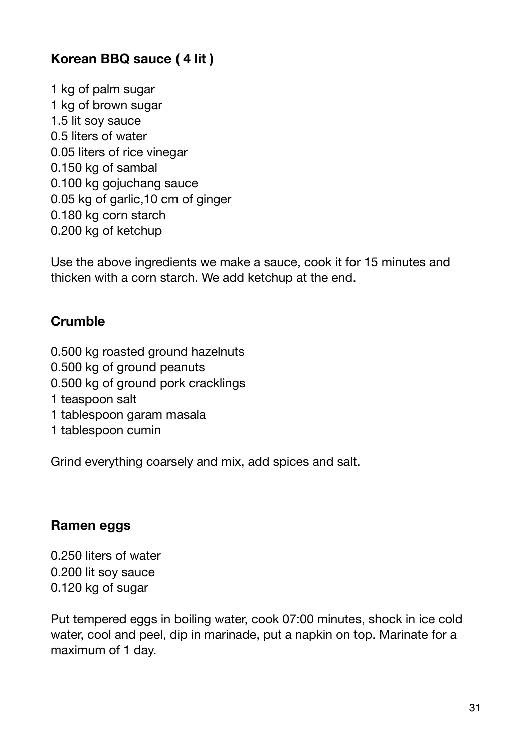**Korean BBQ sauce ( 4 lit )**

1 kg of palm sugar
1 kg of brown sugar
1.5 lit soy sauce
0.5 liters of water
0.05 liters of rice vinegar
0.150 kg of sambal
0.100 kg gojuchang sauce
0.05 kg of garlic,10 cm of ginger
0.180 kg corn starch
0.200 kg of ketchup

Use the above ingredients we make a sauce, cook it for 15 minutes and thicken with a corn starch. We add ketchup at the end.

**Crumble**

0.500 kg roasted ground hazelnuts
0.500 kg of ground peanuts
0.500 kg of ground pork cracklings
1 teaspoon salt
1 tablespoon garam masala
1 tablespoon cumin

Grind everything coarsely and mix, add spices and salt.

**Ramen eggs**

0.250 liters of water
0.200 lit soy sauce
0.120 kg of sugar

Put tempered eggs in boiling water, cook 07:00 minutes, shock in ice cold water, cool and peel, dip in marinade, put a napkin on top. Marinate for a maximum of 1 day.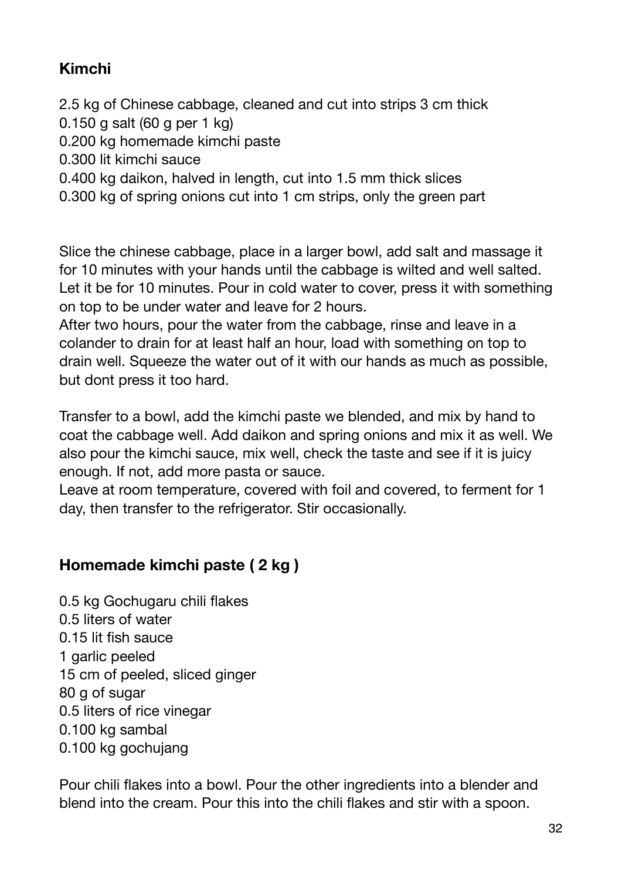## Kimchi

2.5 kg of Chinese cabbage, cleaned and cut into strips 3 cm thick
0.150 g salt (60 g per 1 kg)
0.200 kg homemade kimchi paste
0.300 lit kimchi sauce
0.400 kg daikon, halved in length, cut into 1.5 mm thick slices
0.300 kg of spring onions cut into 1 cm strips, only the green part

Slice the chinese cabbage, place in a larger bowl, add salt and massage it for 10 minutes with your hands until the cabbage is wilted and well salted. Let it be for 10 minutes. Pour in cold water to cover, press it with something on top to be under water and leave for 2 hours.
After two hours, pour the water from the cabbage, rinse and leave in a colander to drain for at least half an hour, load with something on top to drain well. Squeeze the water out of it with our hands as much as possible, but dont press it too hard.

Transfer to a bowl, add the kimchi paste we blended, and mix by hand to coat the cabbage well. Add daikon and spring onions and mix it as well. We also pour the kimchi sauce, mix well, check the taste and see if it is juicy enough. If not, add more pasta or sauce.
Leave at room temperature, covered with foil and covered, to ferment for 1 day, then transfer to the refrigerator. Stir occasionally.

## Homemade kimchi paste ( 2 kg )

0.5 kg Gochugaru chili flakes
0.5 liters of water
0.15 lit fish sauce
1 garlic peeled
15 cm of peeled, sliced ginger
80 g of sugar
0.5 liters of rice vinegar
0.100 kg sambal
0.100 kg gochujang

Pour chili flakes into a bowl. Pour the other ingredients into a blender and blend into the cream. Pour this into the chili flakes and stir with a spoon.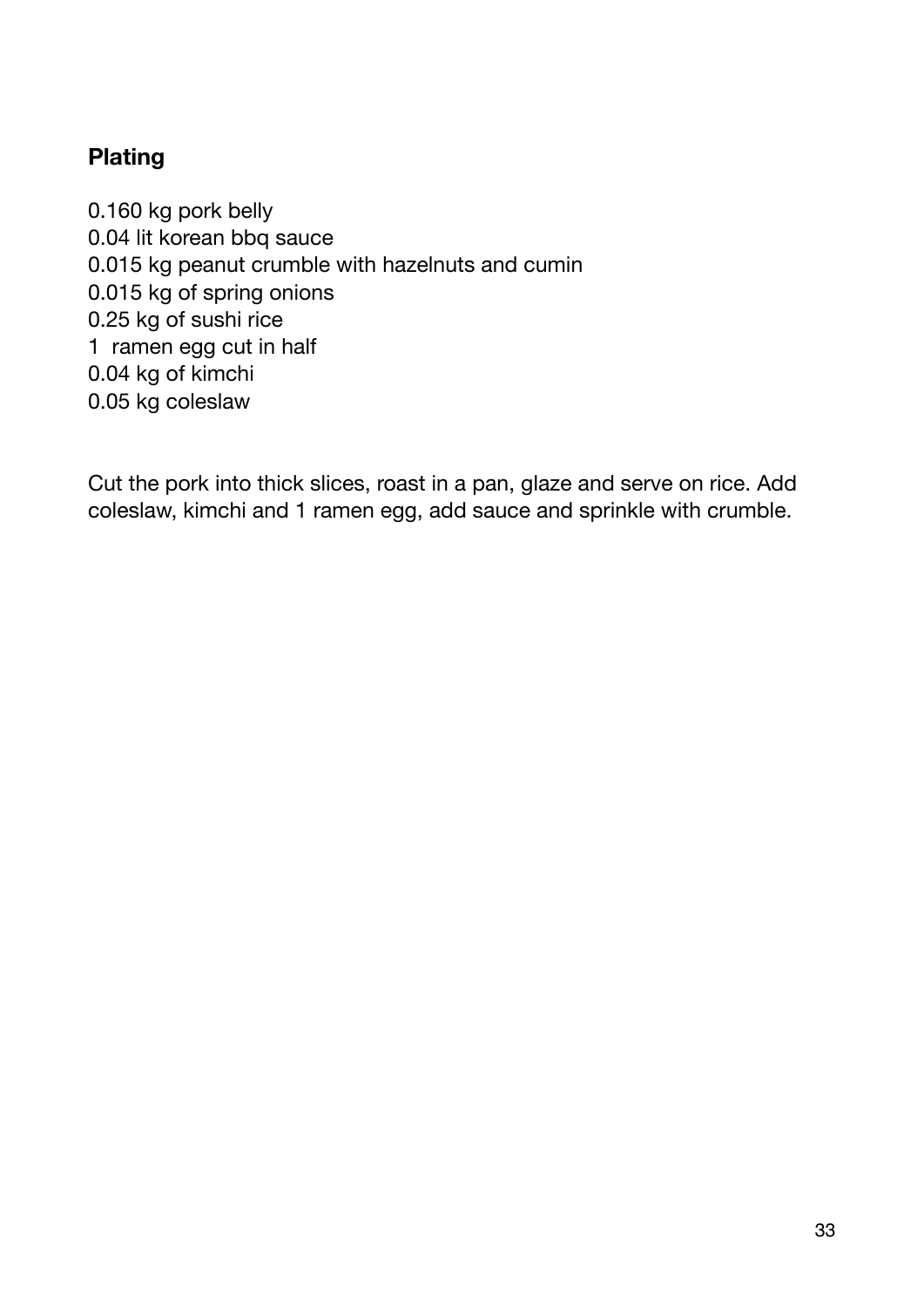## Plating

0.160 kg pork belly
0.04 lit korean bbq sauce
0.015 kg peanut crumble with hazelnuts and cumin
0.015 kg of spring onions
0.25 kg of sushi rice
1 ramen egg cut in half
0.04 kg of kimchi
0.05 kg coleslaw

Cut the pork into thick slices, roast in a pan, glaze and serve on rice. Add coleslaw, kimchi and 1 ramen egg, add sauce and sprinkle with crumble.